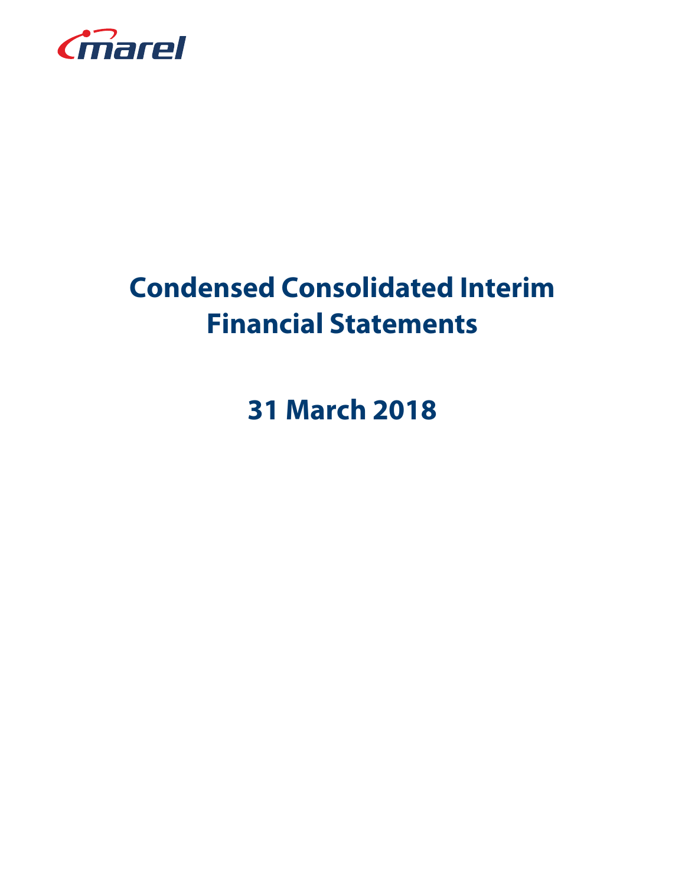marel

# Condensed Consolidated Interim Financial Statements

# 31 March 2018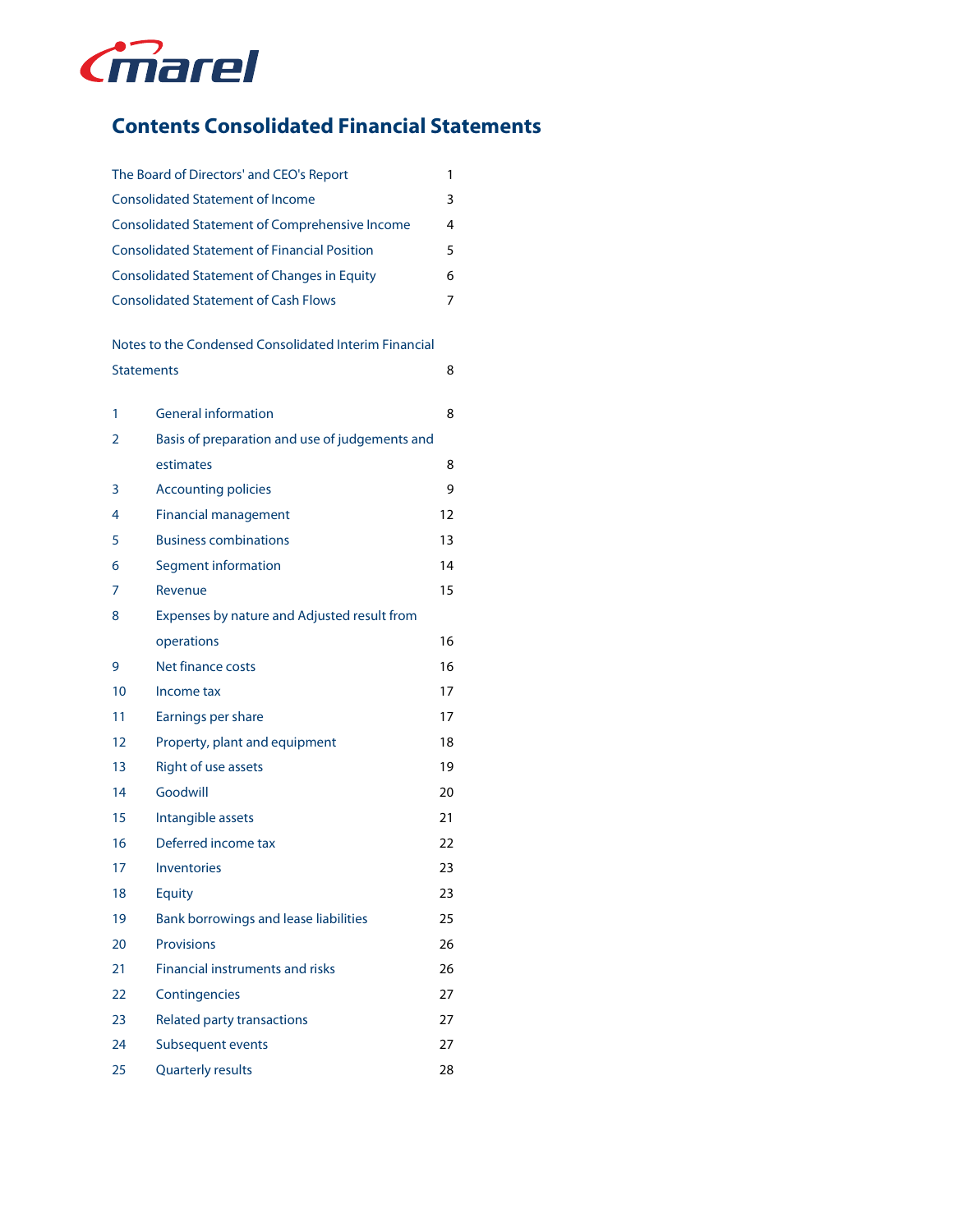# Contents Consolidated Financial Statements

| | | |
|---|---|---|
| The Board of Directors' and CEO's Report | | 1 |
| Consolidated Statement of Income | | 3 |
| Consolidated Statement of Comprehensive Income | | 4 |
| Consolidated Statement of Financial Position | | 5 |
| Consolidated Statement of Changes in Equity | | 6 |
| Consolidated Statement of Cash Flows | | 7 |
| Notes to the Condensed Consolidated Interim Financial Statements | | 8 |
| 1 | General information | 8 |
| 2 | Basis of preparation and use of judgements and estimates | 8 |
| 3 | Accounting policies | 9 |
| 4 | Financial management | 12 |
| 5 | Business combinations | 13 |
| 6 | Segment information | 14 |
| 7 | Revenue | 15 |
| 8 | Expenses by nature and Adjusted result from operations | 16 |
| 9 | Net finance costs | 16 |
| 10 | Income tax | 17 |
| 11 | Earnings per share | 17 |
| 12 | Property, plant and equipment | 18 |
| 13 | Right of use assets | 19 |
| 14 | Goodwill | 20 |
| 15 | Intangible assets | 21 |
| 16 | Deferred income tax | 22 |
| 17 | Inventories | 23 |
| 18 | Equity | 23 |
| 19 | Bank borrowings and lease liabilities | 25 |
| 20 | Provisions | 26 |
| 21 | Financial instruments and risks | 26 |
| 22 | Contingencies | 27 |
| 23 | Related party transactions | 27 |
| 24 | Subsequent events | 27 |
| 25 | Quarterly results | 28 |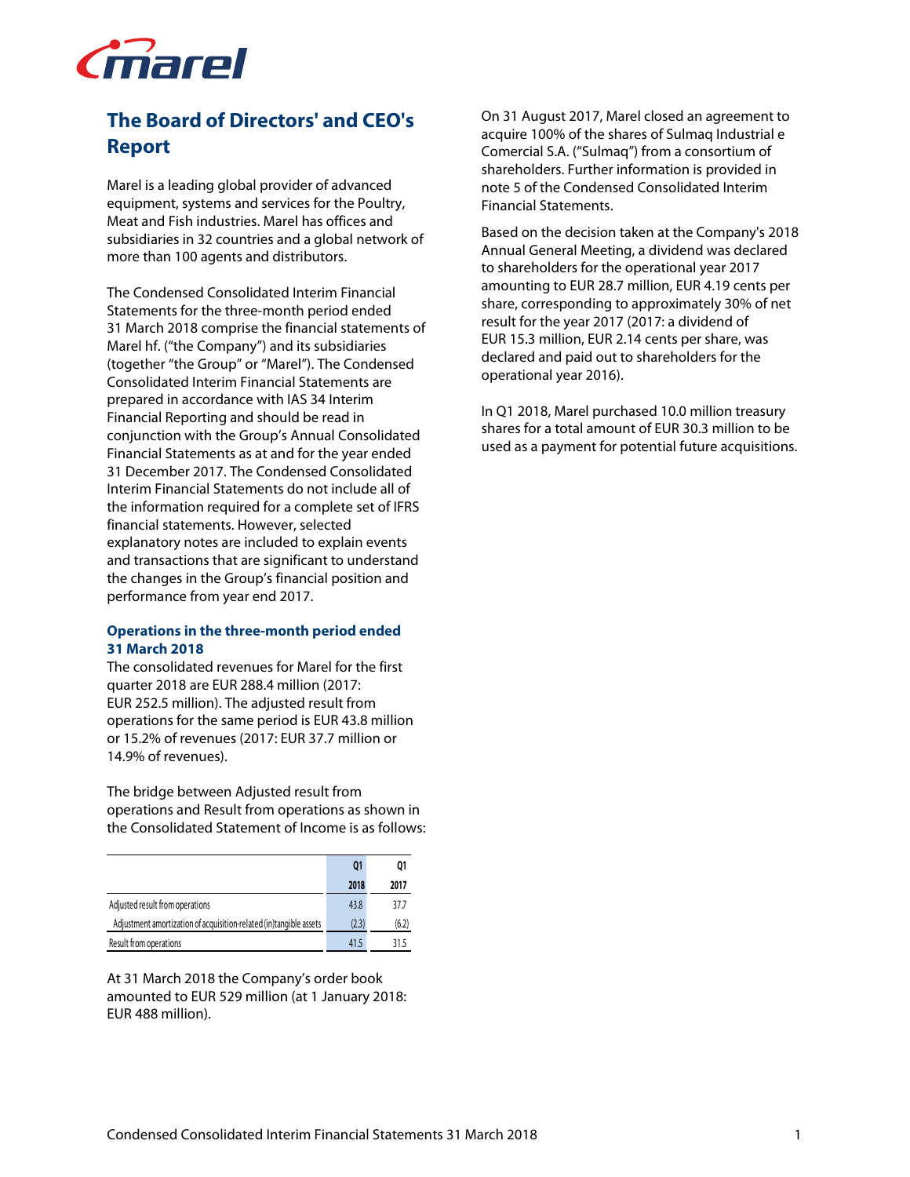## The Board of Directors' and CEO's Report

Marel is a leading global provider of advanced equipment, systems and services for the Poultry, Meat and Fish industries. Marel has offices and subsidiaries in 32 countries and a global network of more than 100 agents and distributors.

The Condensed Consolidated Interim Financial Statements for the three-month period ended 31 March 2018 comprise the financial statements of Marel hf. ("the Company") and its subsidiaries (together "the Group" or "Marel"). The Condensed Consolidated Interim Financial Statements are prepared in accordance with IAS 34 Interim Financial Reporting and should be read in conjunction with the Group's Annual Consolidated Financial Statements as at and for the year ended 31 December 2017. The Condensed Consolidated Interim Financial Statements do not include all of the information required for a complete set of IFRS financial statements. However, selected explanatory notes are included to explain events and transactions that are significant to understand the changes in the Group's financial position and performance from year end 2017.

### Operations in the three-month period ended 31 March 2018

The consolidated revenues for Marel for the first quarter 2018 are EUR 288.4 million (2017: EUR 252.5 million). The adjusted result from operations for the same period is EUR 43.8 million or 15.2% of revenues (2017: EUR 37.7 million or 14.9% of revenues).

The bridge between Adjusted result from operations and Result from operations as shown in the Consolidated Statement of Income is as follows:

| | Q1 2018 | Q1 2017 |
|---|---|---|
| Adjusted result from operations | 43.8 | 37.7 |
| Adjustment amortization of acquisition-related (in)tangible assets | (2.3) | (6.2) |
| Result from operations | 41.5 | 31.5 |

At 31 March 2018 the Company's order book amounted to EUR 529 million (at 1 January 2018: EUR 488 million).

On 31 August 2017, Marel closed an agreement to acquire 100% of the shares of Sulmaq Industrial e Comercial S.A. ("Sulmaq") from a consortium of shareholders. Further information is provided in note 5 of the Condensed Consolidated Interim Financial Statements.

Based on the decision taken at the Company's 2018 Annual General Meeting, a dividend was declared to shareholders for the operational year 2017 amounting to EUR 28.7 million, EUR 4.19 cents per share, corresponding to approximately 30% of net result for the year 2017 (2017: a dividend of EUR 15.3 million, EUR 2.14 cents per share, was declared and paid out to shareholders for the operational year 2016).

In Q1 2018, Marel purchased 10.0 million treasury shares for a total amount of EUR 30.3 million to be used as a payment for potential future acquisitions.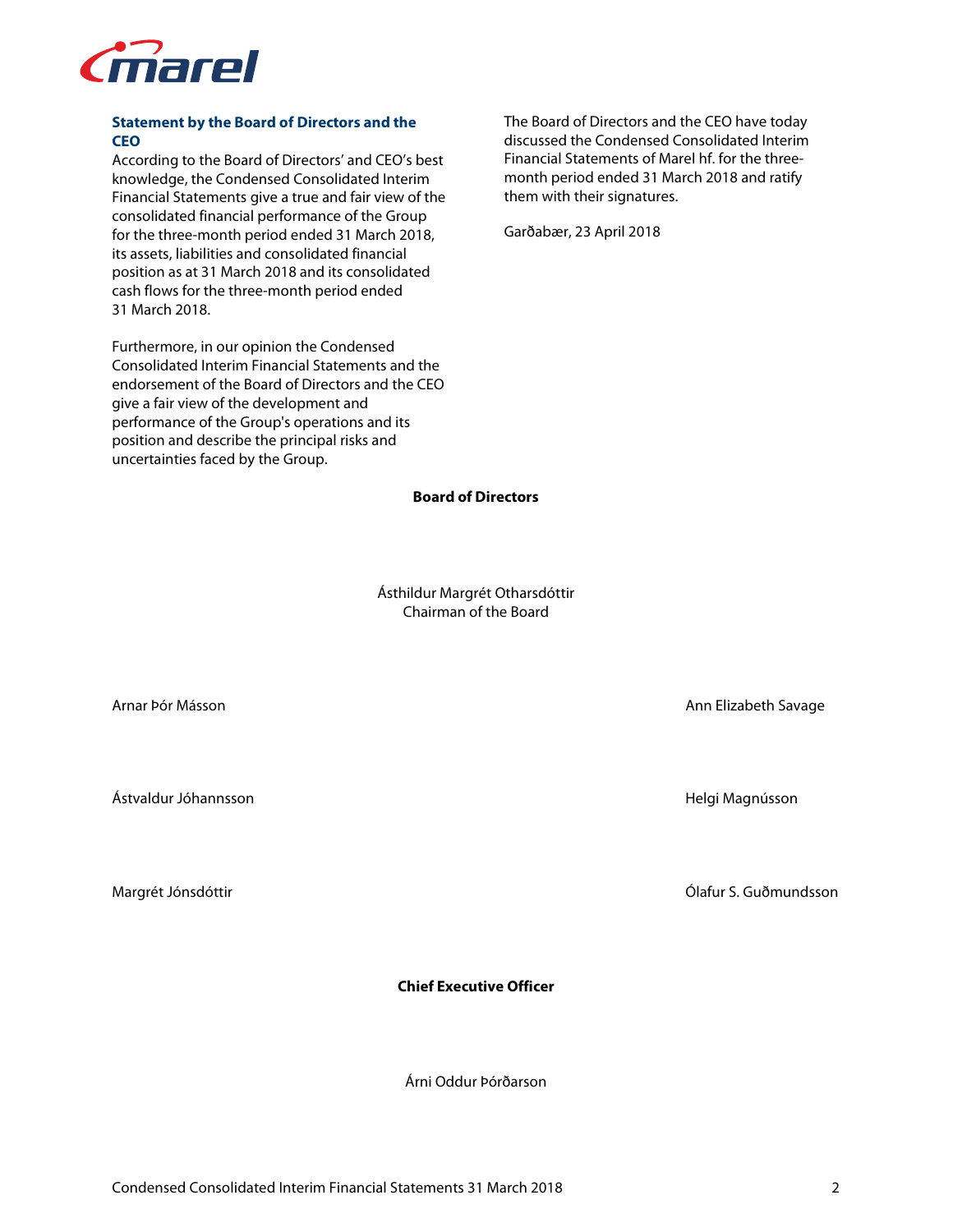## Statement by the Board of Directors and the CEO

According to the Board of Directors' and CEO's best knowledge, the Condensed Consolidated Interim Financial Statements give a true and fair view of the consolidated financial performance of the Group for the three-month period ended 31 March 2018, its assets, liabilities and consolidated financial position as at 31 March 2018 and its consolidated cash flows for the three-month period ended 31 March 2018.

Furthermore, in our opinion the Condensed Consolidated Interim Financial Statements and the endorsement of the Board of Directors and the CEO give a fair view of the development and performance of the Group's operations and its position and describe the principal risks and uncertainties faced by the Group.

The Board of Directors and the CEO have today discussed the Condensed Consolidated Interim Financial Statements of Marel hf. for the three-month period ended 31 March 2018 and ratify them with their signatures.

Garðabær, 23 April 2018

**Board of Directors**

Ásthildur Margrét Otharsdóttir
Chairman of the Board

Arnar Þór Másson

Ann Elizabeth Savage

Ástvaldur Jóhannsson

Helgi Magnússon

Margrét Jónsdóttir

Ólafur S. Guðmundsson

**Chief Executive Officer**

Árni Oddur Þórðarson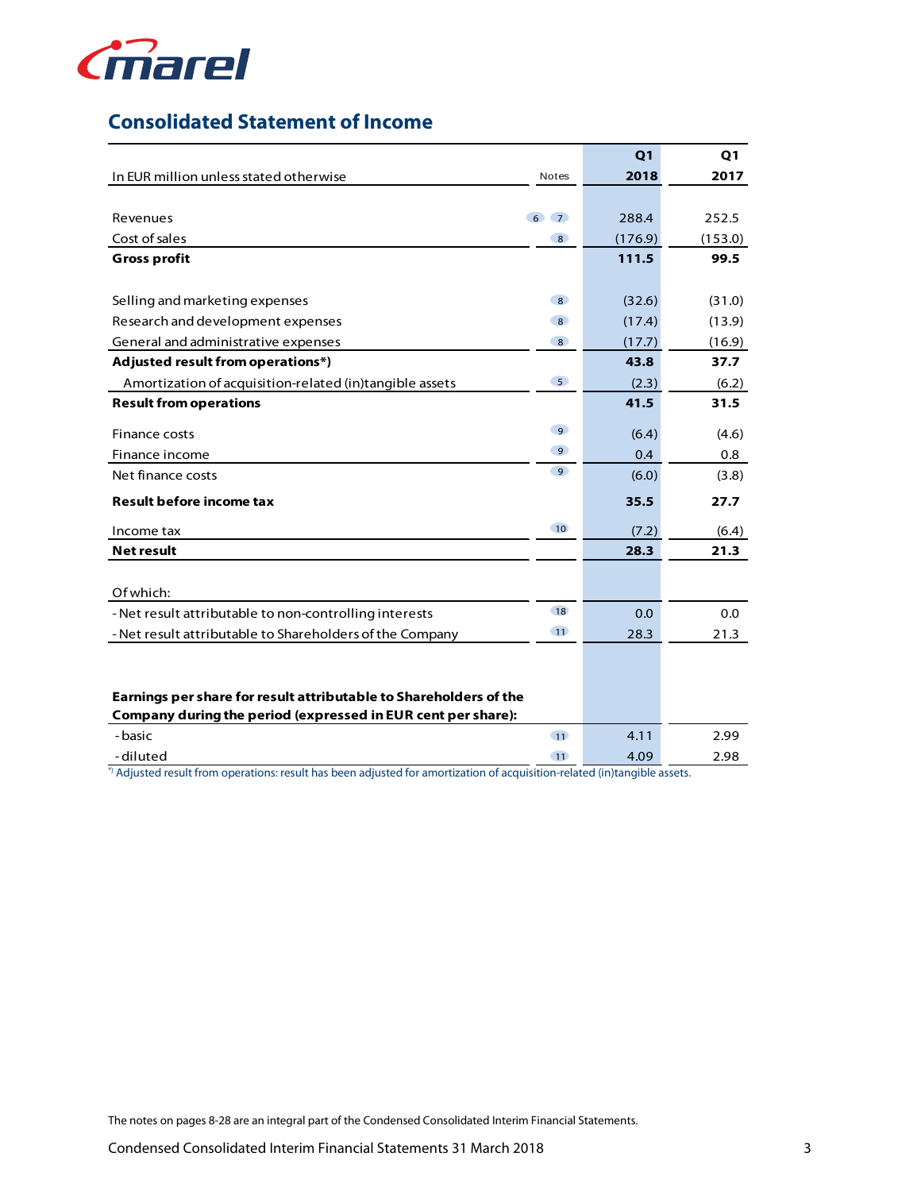## Consolidated Statement of Income

| In EUR million unless stated otherwise | Notes | Q1 2018 | Q1 2017 |
|---|---|---|---|
| Revenues | 6 7 | 288.4 | 252.5 |
| Cost of sales | 8 | (176.9) | (153.0) |
| **Gross profit** | | **111.5** | **99.5** |
| Selling and marketing expenses | 8 | (32.6) | (31.0) |
| Research and development expenses | 8 | (17.4) | (13.9) |
| General and administrative expenses | 8 | (17.7) | (16.9) |
| **Adjusted result from operations*)** | | **43.8** | **37.7** |
| Amortization of acquisition-related (in)tangible assets | 5 | (2.3) | (6.2) |
| **Result from operations** | | **41.5** | **31.5** |
| Finance costs | 9 | (6.4) | (4.6) |
| Finance income | 9 | 0.4 | 0.8 |
| Net finance costs | 9 | (6.0) | (3.8) |
| **Result before income tax** | | **35.5** | **27.7** |
| Income tax | 10 | (7.2) | (6.4) |
| **Net result** | | **28.3** | **21.3** |
| Of which: | | | |
| - Net result attributable to non-controlling interests | 18 | 0.0 | 0.0 |
| - Net result attributable to Shareholders of the Company | 11 | 28.3 | 21.3 |
| **Earnings per share for result attributable to Shareholders of the Company during the period (expressed in EUR cent per share):** | | | |
| - basic | 11 | 4.11 | 2.99 |
| - diluted | 11 | 4.09 | 2.98 |

*) Adjusted result from operations: result has been adjusted for amortization of acquisition-related (in)tangible assets.

The notes on pages 8-28 are an integral part of the Condensed Consolidated Interim Financial Statements.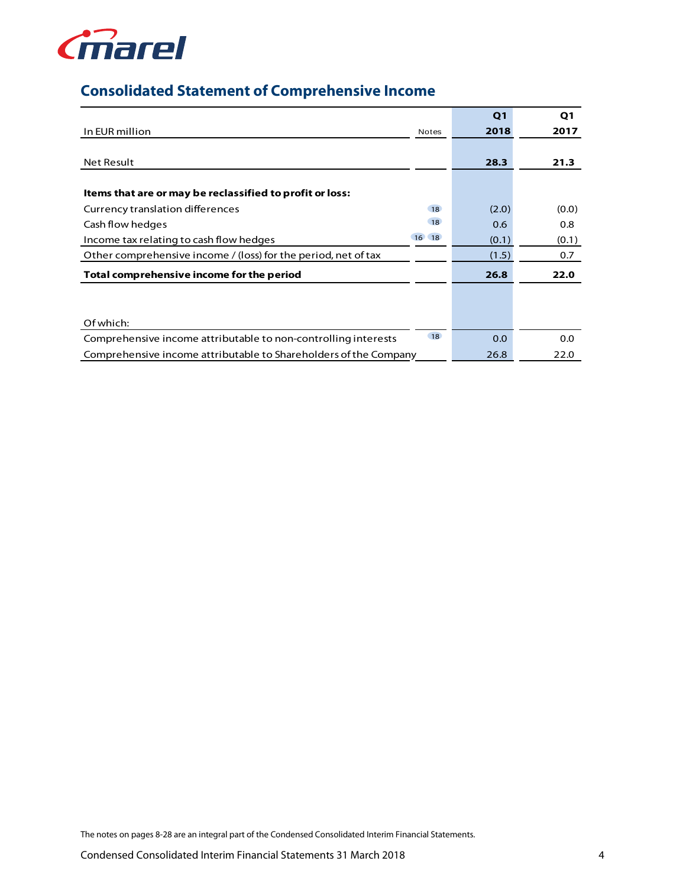## Consolidated Statement of Comprehensive Income

| In EUR million | Notes | Q1 2018 | Q1 2017 |
|---|---|---|---|
| Net Result | | **28.3** | **21.3** |
| **Items that are or may be reclassified to profit or loss:** | | | |
| Currency translation differences | 18 | (2.0) | (0.0) |
| Cash flow hedges | 18 | 0.6 | 0.8 |
| Income tax relating to cash flow hedges | 16 18 | (0.1) | (0.1) |
| Other comprehensive income / (loss) for the period, net of tax | | (1.5) | 0.7 |
| **Total comprehensive income for the period** | | **26.8** | **22.0** |
| Of which: | | | |
| Comprehensive income attributable to non-controlling interests | 18 | 0.0 | 0.0 |
| Comprehensive income attributable to Shareholders of the Company | | 26.8 | 22.0 |

The notes on pages 8-28 are an integral part of the Condensed Consolidated Interim Financial Statements.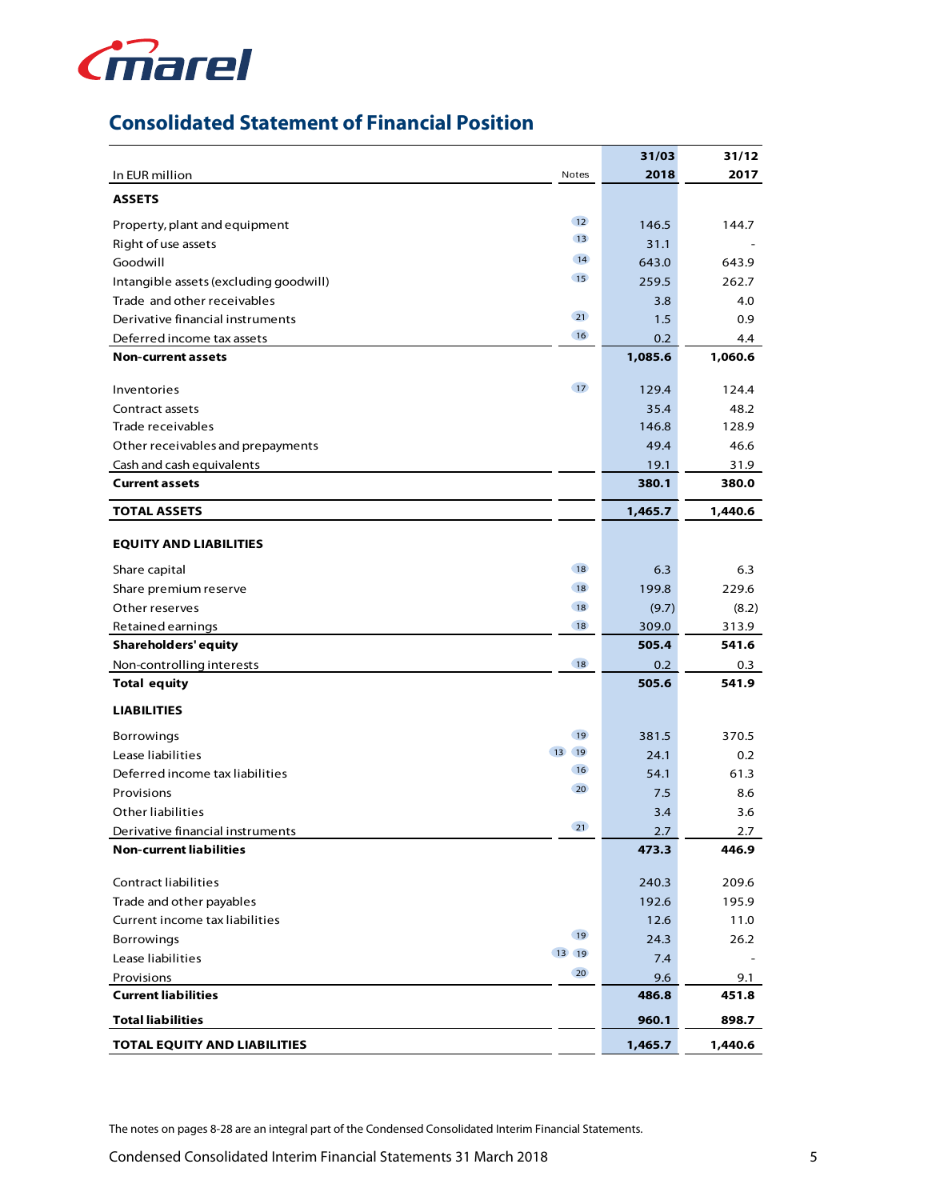# Consolidated Statement of Financial Position

| In EUR million | Notes | 31/03 2018 | 31/12 2017 |
|---|---|---|---|
| **ASSETS** | | | |
| Property, plant and equipment | 12 | 146.5 | 144.7 |
| Right of use assets | 13 | 31.1 | - |
| Goodwill | 14 | 643.0 | 643.9 |
| Intangible assets (excluding goodwill) | 15 | 259.5 | 262.7 |
| Trade and other receivables | | 3.8 | 4.0 |
| Derivative financial instruments | 21 | 1.5 | 0.9 |
| Deferred income tax assets | 16 | 0.2 | 4.4 |
| **Non-current assets** | | **1,085.6** | **1,060.6** |
| Inventories | 17 | 129.4 | 124.4 |
| Contract assets | | 35.4 | 48.2 |
| Trade receivables | | 146.8 | 128.9 |
| Other receivables and prepayments | | 49.4 | 46.6 |
| Cash and cash equivalents | | 19.1 | 31.9 |
| **Current assets** | | **380.1** | **380.0** |
| **TOTAL ASSETS** | | **1,465.7** | **1,440.6** |
| **EQUITY AND LIABILITIES** | | | |
| Share capital | 18 | 6.3 | 6.3 |
| Share premium reserve | 18 | 199.8 | 229.6 |
| Other reserves | 18 | (9.7) | (8.2) |
| Retained earnings | 18 | 309.0 | 313.9 |
| **Shareholders' equity** | | **505.4** | **541.6** |
| Non-controlling interests | 18 | 0.2 | 0.3 |
| **Total equity** | | **505.6** | **541.9** |
| **LIABILITIES** | | | |
| Borrowings | 19 | 381.5 | 370.5 |
| Lease liabilities | 13 19 | 24.1 | 0.2 |
| Deferred income tax liabilities | 16 | 54.1 | 61.3 |
| Provisions | 20 | 7.5 | 8.6 |
| Other liabilities | | 3.4 | 3.6 |
| Derivative financial instruments | 21 | 2.7 | 2.7 |
| **Non-current liabilities** | | **473.3** | **446.9** |
| Contract liabilities | | 240.3 | 209.6 |
| Trade and other payables | | 192.6 | 195.9 |
| Current income tax liabilities | | 12.6 | 11.0 |
| Borrowings | 19 | 24.3 | 26.2 |
| Lease liabilities | 13 19 | 7.4 | - |
| Provisions | 20 | 9.6 | 9.1 |
| **Current liabilities** | | **486.8** | **451.8** |
| **Total liabilities** | | **960.1** | **898.7** |
| **TOTAL EQUITY AND LIABILITIES** | | **1,465.7** | **1,440.6** |

The notes on pages 8-28 are an integral part of the Condensed Consolidated Interim Financial Statements.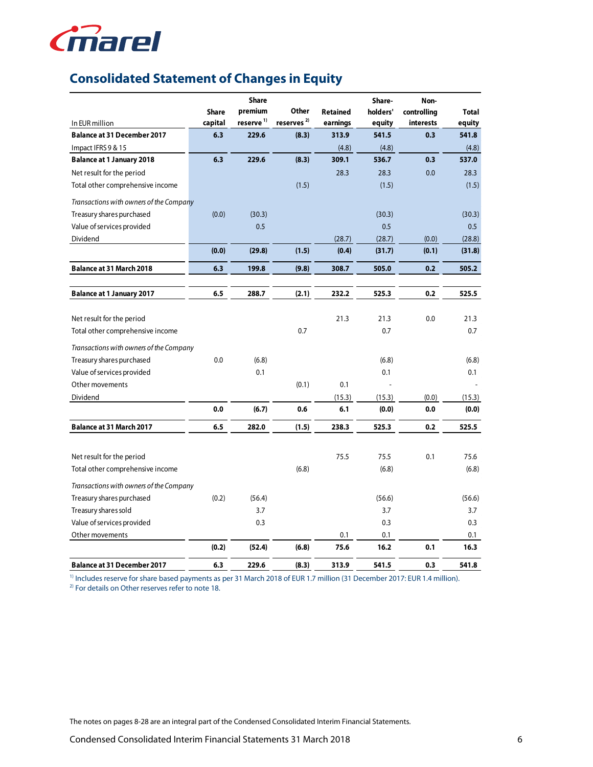# Consolidated Statement of Changes in Equity

| In EUR million | Share capital | Share premium reserve [1] | Other reserves [2] | Retained earnings | Share-holders' equity | Non-controlling interests | Total equity |
|---|---|---|---|---|---|---|---|
| **Balance at 31 December 2017** | **6.3** | **229.6** | **(8.3)** | **313.9** | **541.5** | **0.3** | **541.8** |
| Impact IFRS 9 & 15 | | | | (4.8) | (4.8) | | (4.8) |
| **Balance at 1 January 2018** | **6.3** | **229.6** | **(8.3)** | **309.1** | **536.7** | **0.3** | **537.0** |
| Net result for the period | | | | 28.3 | 28.3 | 0.0 | 28.3 |
| Total other comprehensive income | | | (1.5) | | (1.5) | | (1.5) |
| *Transactions with owners of the Company* | | | | | | | |
| Treasury shares purchased | (0.0) | (30.3) | | | (30.3) | | (30.3) |
| Value of services provided | | 0.5 | | | 0.5 | | 0.5 |
| Dividend | | | | (28.7) | (28.7) | (0.0) | (28.8) |
| | **(0.0)** | **(29.8)** | **(1.5)** | **(0.4)** | **(31.7)** | **(0.1)** | **(31.8)** |
| **Balance at 31 March 2018** | **6.3** | **199.8** | **(9.8)** | **308.7** | **505.0** | **0.2** | **505.2** |
| | | | | | | | |
| **Balance at 1 January 2017** | **6.5** | **288.7** | **(2.1)** | **232.2** | **525.3** | **0.2** | **525.5** |
| Net result for the period | | | | 21.3 | 21.3 | 0.0 | 21.3 |
| Total other comprehensive income | | | 0.7 | | 0.7 | | 0.7 |
| *Transactions with owners of the Company* | | | | | | | |
| Treasury shares purchased | 0.0 | (6.8) | | | (6.8) | | (6.8) |
| Value of services provided | | 0.1 | | | 0.1 | | 0.1 |
| Other movements | | | (0.1) | 0.1 | - | | - |
| Dividend | | | | (15.3) | (15.3) | (0.0) | (15.3) |
| | **0.0** | **(6.7)** | **0.6** | **6.1** | **(0.0)** | **0.0** | **(0.0)** |
| **Balance at 31 March 2017** | **6.5** | **282.0** | **(1.5)** | **238.3** | **525.3** | **0.2** | **525.5** |
| | | | | | | | |
| Net result for the period | | | | 75.5 | 75.5 | 0.1 | 75.6 |
| Total other comprehensive income | | | (6.8) | | (6.8) | | (6.8) |
| *Transactions with owners of the Company* | | | | | | | |
| Treasury shares purchased | (0.2) | (56.4) | | | (56.6) | | (56.6) |
| Treasury shares sold | | 3.7 | | | 3.7 | | 3.7 |
| Value of services provided | | 0.3 | | | 0.3 | | 0.3 |
| Other movements | | | | 0.1 | 0.1 | | 0.1 |
| | **(0.2)** | **(52.4)** | **(6.8)** | **75.6** | **16.2** | **0.1** | **16.3** |
| **Balance at 31 December 2017** | **6.3** | **229.6** | **(8.3)** | **313.9** | **541.5** | **0.3** | **541.8** |

[1] Includes reserve for share based payments as per 31 March 2018 of EUR 1.7 million (31 December 2017: EUR 1.4 million).
[2] For details on Other reserves refer to note 18.

The notes on pages 8-28 are an integral part of the Condensed Consolidated Interim Financial Statements.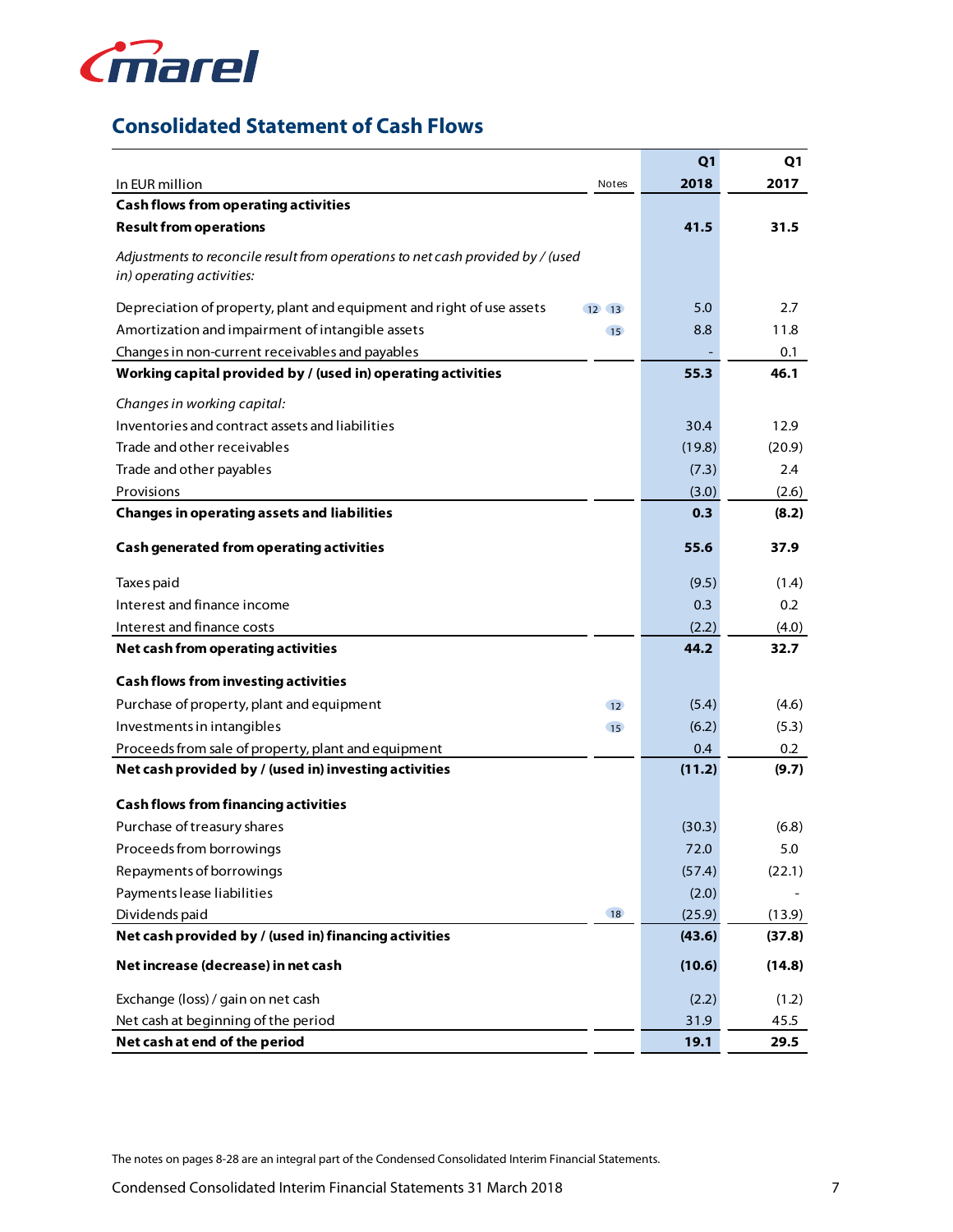## Consolidated Statement of Cash Flows

| In EUR million | Notes | Q1 2018 | Q1 2017 |
|---|---|---|---|
| **Cash flows from operating activities** | | | |
| **Result from operations** | | **41.5** | **31.5** |
| *Adjustments to reconcile result from operations to net cash provided by / (used in) operating activities:* | | | |
| Depreciation of property, plant and equipment and right of use assets | 12 13 | 5.0 | 2.7 |
| Amortization and impairment of intangible assets | 15 | 8.8 | 11.8 |
| Changes in non-current receivables and payables | | - | 0.1 |
| **Working capital provided by / (used in) operating activities** | | **55.3** | **46.1** |
| *Changes in working capital:* | | | |
| Inventories and contract assets and liabilities | | 30.4 | 12.9 |
| Trade and other receivables | | (19.8) | (20.9) |
| Trade and other payables | | (7.3) | 2.4 |
| Provisions | | (3.0) | (2.6) |
| **Changes in operating assets and liabilities** | | **0.3** | **(8.2)** |
| **Cash generated from operating activities** | | **55.6** | **37.9** |
| Taxes paid | | (9.5) | (1.4) |
| Interest and finance income | | 0.3 | 0.2 |
| Interest and finance costs | | (2.2) | (4.0) |
| **Net cash from operating activities** | | **44.2** | **32.7** |
| **Cash flows from investing activities** | | | |
| Purchase of property, plant and equipment | 12 | (5.4) | (4.6) |
| Investments in intangibles | 15 | (6.2) | (5.3) |
| Proceeds from sale of property, plant and equipment | | 0.4 | 0.2 |
| **Net cash provided by / (used in) investing activities** | | **(11.2)** | **(9.7)** |
| **Cash flows from financing activities** | | | |
| Purchase of treasury shares | | (30.3) | (6.8) |
| Proceeds from borrowings | | 72.0 | 5.0 |
| Repayments of borrowings | | (57.4) | (22.1) |
| Payments lease liabilities | | (2.0) | - |
| Dividends paid | 18 | (25.9) | (13.9) |
| **Net cash provided by / (used in) financing activities** | | **(43.6)** | **(37.8)** |
| **Net increase (decrease) in net cash** | | **(10.6)** | **(14.8)** |
| Exchange (loss) / gain on net cash | | (2.2) | (1.2) |
| Net cash at beginning of the period | | 31.9 | 45.5 |
| **Net cash at end of the period** | | **19.1** | **29.5** |

The notes on pages 8-28 are an integral part of the Condensed Consolidated Interim Financial Statements.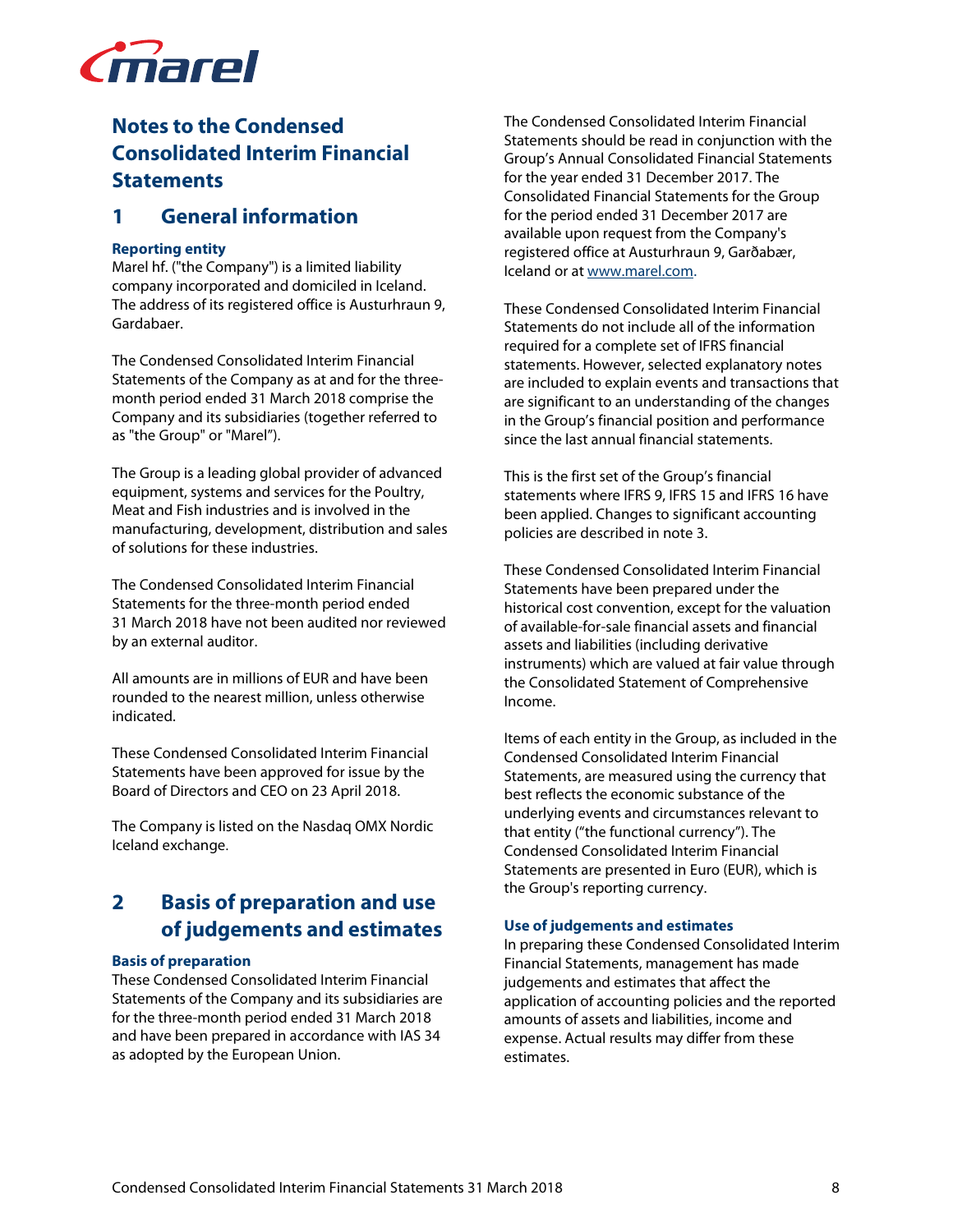# Notes to the Condensed Consolidated Interim Financial Statements

## 1 General information

### Reporting entity

Marel hf. ("the Company") is a limited liability company incorporated and domiciled in Iceland. The address of its registered office is Austurhraun 9, Gardabaer.

The Condensed Consolidated Interim Financial Statements of the Company as at and for the three-month period ended 31 March 2018 comprise the Company and its subsidiaries (together referred to as "the Group" or "Marel").

The Group is a leading global provider of advanced equipment, systems and services for the Poultry, Meat and Fish industries and is involved in the manufacturing, development, distribution and sales of solutions for these industries.

The Condensed Consolidated Interim Financial Statements for the three-month period ended 31 March 2018 have not been audited nor reviewed by an external auditor.

All amounts are in millions of EUR and have been rounded to the nearest million, unless otherwise indicated.

These Condensed Consolidated Interim Financial Statements have been approved for issue by the Board of Directors and CEO on 23 April 2018.

The Company is listed on the Nasdaq OMX Nordic Iceland exchange.

## 2 Basis of preparation and use of judgements and estimates

### Basis of preparation

These Condensed Consolidated Interim Financial Statements of the Company and its subsidiaries are for the three-month period ended 31 March 2018 and have been prepared in accordance with IAS 34 as adopted by the European Union.

The Condensed Consolidated Interim Financial Statements should be read in conjunction with the Group's Annual Consolidated Financial Statements for the year ended 31 December 2017. The Consolidated Financial Statements for the Group for the period ended 31 December 2017 are available upon request from the Company's registered office at Austurhraun 9, Garðabær, Iceland or at www.marel.com.

These Condensed Consolidated Interim Financial Statements do not include all of the information required for a complete set of IFRS financial statements. However, selected explanatory notes are included to explain events and transactions that are significant to an understanding of the changes in the Group's financial position and performance since the last annual financial statements.

This is the first set of the Group's financial statements where IFRS 9, IFRS 15 and IFRS 16 have been applied. Changes to significant accounting policies are described in note 3.

These Condensed Consolidated Interim Financial Statements have been prepared under the historical cost convention, except for the valuation of available-for-sale financial assets and financial assets and liabilities (including derivative instruments) which are valued at fair value through the Consolidated Statement of Comprehensive Income.

Items of each entity in the Group, as included in the Condensed Consolidated Interim Financial Statements, are measured using the currency that best reflects the economic substance of the underlying events and circumstances relevant to that entity ("the functional currency"). The Condensed Consolidated Interim Financial Statements are presented in Euro (EUR), which is the Group's reporting currency.

### Use of judgements and estimates

In preparing these Condensed Consolidated Interim Financial Statements, management has made judgements and estimates that affect the application of accounting policies and the reported amounts of assets and liabilities, income and expense. Actual results may differ from these estimates.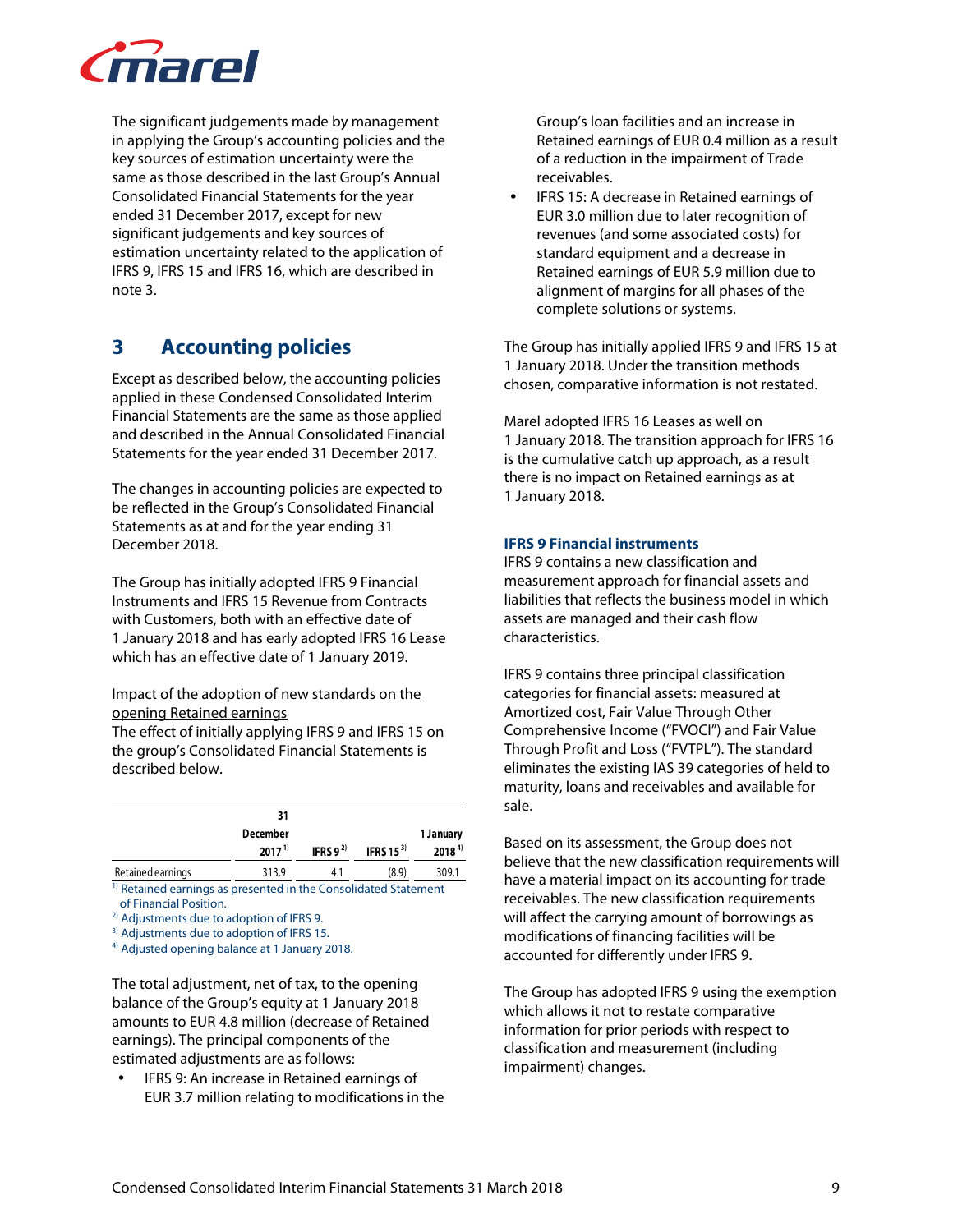The significant judgements made by management in applying the Group's accounting policies and the key sources of estimation uncertainty were the same as those described in the last Group's Annual Consolidated Financial Statements for the year ended 31 December 2017, except for new significant judgements and key sources of estimation uncertainty related to the application of IFRS 9, IFRS 15 and IFRS 16, which are described in note 3.

## 3 Accounting policies

Except as described below, the accounting policies applied in these Condensed Consolidated Interim Financial Statements are the same as those applied and described in the Annual Consolidated Financial Statements for the year ended 31 December 2017.

The changes in accounting policies are expected to be reflected in the Group's Consolidated Financial Statements as at and for the year ending 31 December 2018.

The Group has initially adopted IFRS 9 Financial Instruments and IFRS 15 Revenue from Contracts with Customers, both with an effective date of 1 January 2018 and has early adopted IFRS 16 Lease which has an effective date of 1 January 2019.

Impact of the adoption of new standards on the opening Retained earnings

The effect of initially applying IFRS 9 and IFRS 15 on the group's Consolidated Financial Statements is described below.

| | 31 December 2017 [1] | IFRS 9 [2] | IFRS 15 [3] | 1 January 2018 [4] |
|---|---|---|---|---|
| Retained earnings | 313.9 | 4.1 | (8.9) | 309.1 |

[1] Retained earnings as presented in the Consolidated Statement of Financial Position.
[2] Adjustments due to adoption of IFRS 9.
[3] Adjustments due to adoption of IFRS 15.
[4] Adjusted opening balance at 1 January 2018.

The total adjustment, net of tax, to the opening balance of the Group's equity at 1 January 2018 amounts to EUR 4.8 million (decrease of Retained earnings). The principal components of the estimated adjustments are as follows:

- IFRS 9: An increase in Retained earnings of EUR 3.7 million relating to modifications in the Group's loan facilities and an increase in Retained earnings of EUR 0.4 million as a result of a reduction in the impairment of Trade receivables.
- IFRS 15: A decrease in Retained earnings of EUR 3.0 million due to later recognition of revenues (and some associated costs) for standard equipment and a decrease in Retained earnings of EUR 5.9 million due to alignment of margins for all phases of the complete solutions or systems.

The Group has initially applied IFRS 9 and IFRS 15 at 1 January 2018. Under the transition methods chosen, comparative information is not restated.

Marel adopted IFRS 16 Leases as well on 1 January 2018. The transition approach for IFRS 16 is the cumulative catch up approach, as a result there is no impact on Retained earnings as at 1 January 2018.

### IFRS 9 Financial instruments

IFRS 9 contains a new classification and measurement approach for financial assets and liabilities that reflects the business model in which assets are managed and their cash flow characteristics.

IFRS 9 contains three principal classification categories for financial assets: measured at Amortized cost, Fair Value Through Other Comprehensive Income ("FVOCI") and Fair Value Through Profit and Loss ("FVTPL"). The standard eliminates the existing IAS 39 categories of held to maturity, loans and receivables and available for sale.

Based on its assessment, the Group does not believe that the new classification requirements will have a material impact on its accounting for trade receivables. The new classification requirements will affect the carrying amount of borrowings as modifications of financing facilities will be accounted for differently under IFRS 9.

The Group has adopted IFRS 9 using the exemption which allows it not to restate comparative information for prior periods with respect to classification and measurement (including impairment) changes.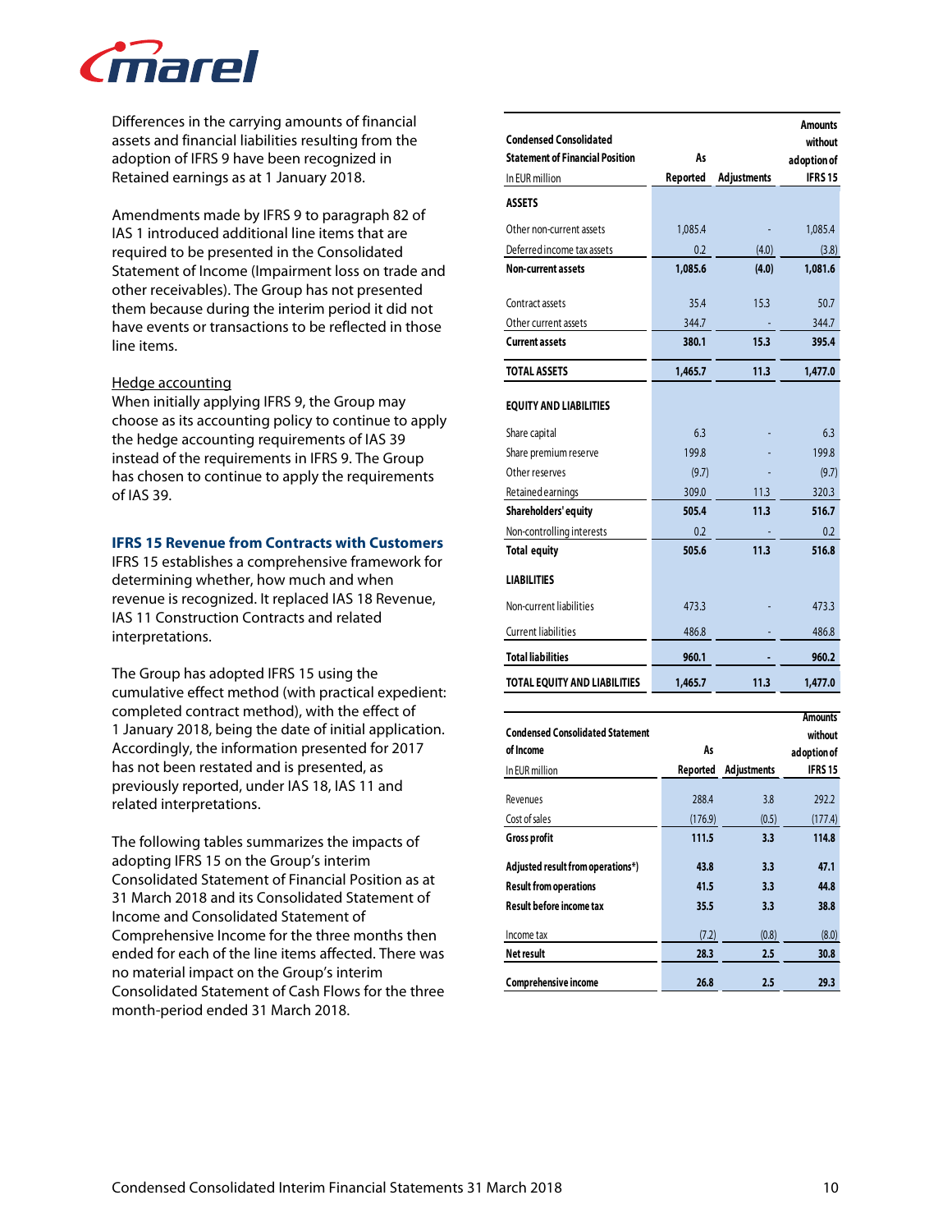Differences in the carrying amounts of financial assets and financial liabilities resulting from the adoption of IFRS 9 have been recognized in Retained earnings as at 1 January 2018.

Amendments made by IFRS 9 to paragraph 82 of IAS 1 introduced additional line items that are required to be presented in the Consolidated Statement of Income (Impairment loss on trade and other receivables). The Group has not presented them because during the interim period it did not have events or transactions to be reflected in those line items.

Hedge accounting
When initially applying IFRS 9, the Group may choose as its accounting policy to continue to apply the hedge accounting requirements of IAS 39 instead of the requirements in IFRS 9. The Group has chosen to continue to apply the requirements of IAS 39.

### IFRS 15 Revenue from Contracts with Customers

IFRS 15 establishes a comprehensive framework for determining whether, how much and when revenue is recognized. It replaced IAS 18 Revenue, IAS 11 Construction Contracts and related interpretations.

The Group has adopted IFRS 15 using the cumulative effect method (with practical expedient: completed contract method), with the effect of 1 January 2018, being the date of initial application. Accordingly, the information presented for 2017 has not been restated and is presented, as previously reported, under IAS 18, IAS 11 and related interpretations.

The following tables summarizes the impacts of adopting IFRS 15 on the Group's interim Consolidated Statement of Financial Position as at 31 March 2018 and its Consolidated Statement of Income and Consolidated Statement of Comprehensive Income for the three months then ended for each of the line items affected. There was no material impact on the Group's interim Consolidated Statement of Cash Flows for the three month-period ended 31 March 2018.

| Condensed Consolidated Statement of Financial Position<br>In EUR million | As Reported | Adjustments | Amounts without adoption of IFRS 15 |
|---|---|---|---|
| **ASSETS** | | | |
| Other non-current assets | 1,085.4 | - | 1,085.4 |
| Deferred income tax assets | 0.2 | (4.0) | (3.8) |
| **Non-current assets** | **1,085.6** | **(4.0)** | **1,081.6** |
| Contract assets | 35.4 | 15.3 | 50.7 |
| Other current assets | 344.7 | - | 344.7 |
| **Current assets** | **380.1** | **15.3** | **395.4** |
| **TOTAL ASSETS** | **1,465.7** | **11.3** | **1,477.0** |
| **EQUITY AND LIABILITIES** | | | |
| Share capital | 6.3 | - | 6.3 |
| Share premium reserve | 199.8 | - | 199.8 |
| Other reserves | (9.7) | - | (9.7) |
| Retained earnings | 309.0 | 11.3 | 320.3 |
| **Shareholders' equity** | **505.4** | **11.3** | **516.7** |
| Non-controlling interests | 0.2 | - | 0.2 |
| **Total equity** | **505.6** | **11.3** | **516.8** |
| **LIABILITIES** | | | |
| Non-current liabilities | 473.3 | - | 473.3 |
| Current liabilities | 486.8 | - | 486.8 |
| **Total liabilities** | **960.1** | **-** | **960.2** |
| **TOTAL EQUITY AND LIABILITIES** | **1,465.7** | **11.3** | **1,477.0** |

| Condensed Consolidated Statement of Income<br>In EUR million | As Reported | Adjustments | Amounts without adoption of IFRS 15 |
|---|---|---|---|
| Revenues | 288.4 | 3.8 | 292.2 |
| Cost of sales | (176.9) | (0.5) | (177.4) |
| **Gross profit** | **111.5** | **3.3** | **114.8** |
| **Adjusted result from operations*)** | **43.8** | **3.3** | **47.1** |
| **Result from operations** | **41.5** | **3.3** | **44.8** |
| **Result before income tax** | **35.5** | **3.3** | **38.8** |
| Income tax | (7.2) | (0.8) | (8.0) |
| **Net result** | **28.3** | **2.5** | **30.8** |
| **Comprehensive income** | **26.8** | **2.5** | **29.3** |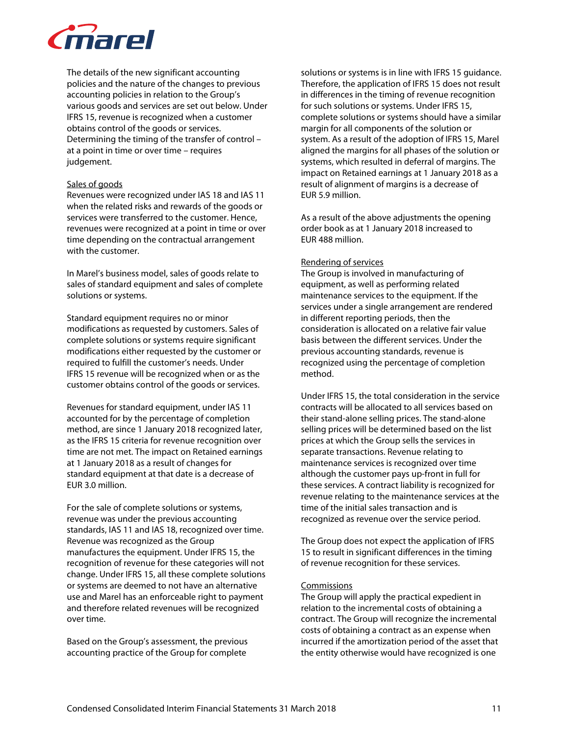The details of the new significant accounting policies and the nature of the changes to previous accounting policies in relation to the Group's various goods and services are set out below. Under IFRS 15, revenue is recognized when a customer obtains control of the goods or services. Determining the timing of the transfer of control – at a point in time or over time – requires judgement.

Sales of goods

Revenues were recognized under IAS 18 and IAS 11 when the related risks and rewards of the goods or services were transferred to the customer. Hence, revenues were recognized at a point in time or over time depending on the contractual arrangement with the customer.

In Marel's business model, sales of goods relate to sales of standard equipment and sales of complete solutions or systems.

Standard equipment requires no or minor modifications as requested by customers. Sales of complete solutions or systems require significant modifications either requested by the customer or required to fulfill the customer's needs. Under IFRS 15 revenue will be recognized when or as the customer obtains control of the goods or services.

Revenues for standard equipment, under IAS 11 accounted for by the percentage of completion method, are since 1 January 2018 recognized later, as the IFRS 15 criteria for revenue recognition over time are not met. The impact on Retained earnings at 1 January 2018 as a result of changes for standard equipment at that date is a decrease of EUR 3.0 million.

For the sale of complete solutions or systems, revenue was under the previous accounting standards, IAS 11 and IAS 18, recognized over time. Revenue was recognized as the Group manufactures the equipment. Under IFRS 15, the recognition of revenue for these categories will not change. Under IFRS 15, all these complete solutions or systems are deemed to not have an alternative use and Marel has an enforceable right to payment and therefore related revenues will be recognized over time.

Based on the Group's assessment, the previous accounting practice of the Group for complete solutions or systems is in line with IFRS 15 guidance. Therefore, the application of IFRS 15 does not result in differences in the timing of revenue recognition for such solutions or systems. Under IFRS 15, complete solutions or systems should have a similar margin for all components of the solution or system. As a result of the adoption of IFRS 15, Marel aligned the margins for all phases of the solution or systems, which resulted in deferral of margins. The impact on Retained earnings at 1 January 2018 as a result of alignment of margins is a decrease of EUR 5.9 million.

As a result of the above adjustments the opening order book as at 1 January 2018 increased to EUR 488 million.

Rendering of services

The Group is involved in manufacturing of equipment, as well as performing related maintenance services to the equipment. If the services under a single arrangement are rendered in different reporting periods, then the consideration is allocated on a relative fair value basis between the different services. Under the previous accounting standards, revenue is recognized using the percentage of completion method.

Under IFRS 15, the total consideration in the service contracts will be allocated to all services based on their stand-alone selling prices. The stand-alone selling prices will be determined based on the list prices at which the Group sells the services in separate transactions. Revenue relating to maintenance services is recognized over time although the customer pays up-front in full for these services. A contract liability is recognized for revenue relating to the maintenance services at the time of the initial sales transaction and is recognized as revenue over the service period.

The Group does not expect the application of IFRS 15 to result in significant differences in the timing of revenue recognition for these services.

Commissions

The Group will apply the practical expedient in relation to the incremental costs of obtaining a contract. The Group will recognize the incremental costs of obtaining a contract as an expense when incurred if the amortization period of the asset that the entity otherwise would have recognized is one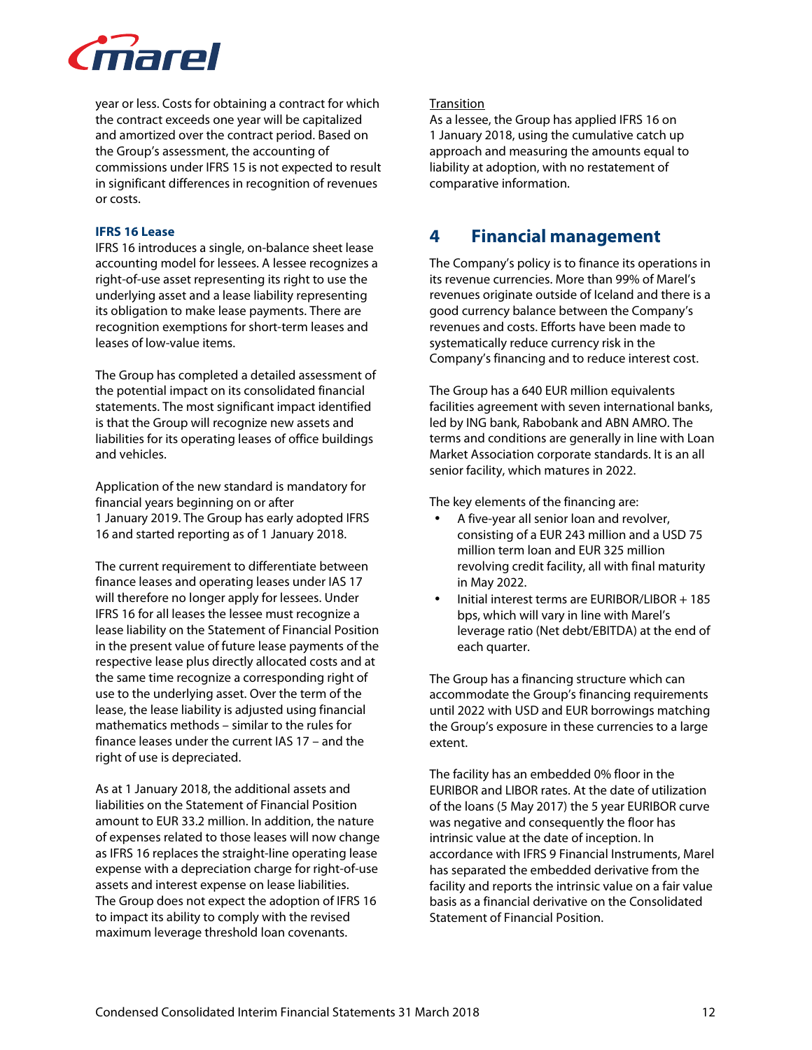year or less. Costs for obtaining a contract for which the contract exceeds one year will be capitalized and amortized over the contract period. Based on the Group's assessment, the accounting of commissions under IFRS 15 is not expected to result in significant differences in recognition of revenues or costs.

**IFRS 16 Lease**

IFRS 16 introduces a single, on-balance sheet lease accounting model for lessees. A lessee recognizes a right-of-use asset representing its right to use the underlying asset and a lease liability representing its obligation to make lease payments. There are recognition exemptions for short-term leases and leases of low-value items.

The Group has completed a detailed assessment of the potential impact on its consolidated financial statements. The most significant impact identified is that the Group will recognize new assets and liabilities for its operating leases of office buildings and vehicles.

Application of the new standard is mandatory for financial years beginning on or after 1 January 2019. The Group has early adopted IFRS 16 and started reporting as of 1 January 2018.

The current requirement to differentiate between finance leases and operating leases under IAS 17 will therefore no longer apply for lessees. Under IFRS 16 for all leases the lessee must recognize a lease liability on the Statement of Financial Position in the present value of future lease payments of the respective lease plus directly allocated costs and at the same time recognize a corresponding right of use to the underlying asset. Over the term of the lease, the lease liability is adjusted using financial mathematics methods – similar to the rules for finance leases under the current IAS 17 – and the right of use is depreciated.

As at 1 January 2018, the additional assets and liabilities on the Statement of Financial Position amount to EUR 33.2 million. In addition, the nature of expenses related to those leases will now change as IFRS 16 replaces the straight-line operating lease expense with a depreciation charge for right-of-use assets and interest expense on lease liabilities. The Group does not expect the adoption of IFRS 16 to impact its ability to comply with the revised maximum leverage threshold loan covenants.

Transition

As a lessee, the Group has applied IFRS 16 on 1 January 2018, using the cumulative catch up approach and measuring the amounts equal to liability at adoption, with no restatement of comparative information.

# 4 Financial management

The Company's policy is to finance its operations in its revenue currencies. More than 99% of Marel's revenues originate outside of Iceland and there is a good currency balance between the Company's revenues and costs. Efforts have been made to systematically reduce currency risk in the Company's financing and to reduce interest cost.

The Group has a 640 EUR million equivalents facilities agreement with seven international banks, led by ING bank, Rabobank and ABN AMRO. The terms and conditions are generally in line with Loan Market Association corporate standards. It is an all senior facility, which matures in 2022.

The key elements of the financing are:

- A five-year all senior loan and revolver, consisting of a EUR 243 million and a USD 75 million term loan and EUR 325 million revolving credit facility, all with final maturity in May 2022.
- Initial interest terms are EURIBOR/LIBOR + 185 bps, which will vary in line with Marel's leverage ratio (Net debt/EBITDA) at the end of each quarter.

The Group has a financing structure which can accommodate the Group's financing requirements until 2022 with USD and EUR borrowings matching the Group's exposure in these currencies to a large extent.

The facility has an embedded 0% floor in the EURIBOR and LIBOR rates. At the date of utilization of the loans (5 May 2017) the 5 year EURIBOR curve was negative and consequently the floor has intrinsic value at the date of inception. In accordance with IFRS 9 Financial Instruments, Marel has separated the embedded derivative from the facility and reports the intrinsic value on a fair value basis as a financial derivative on the Consolidated Statement of Financial Position.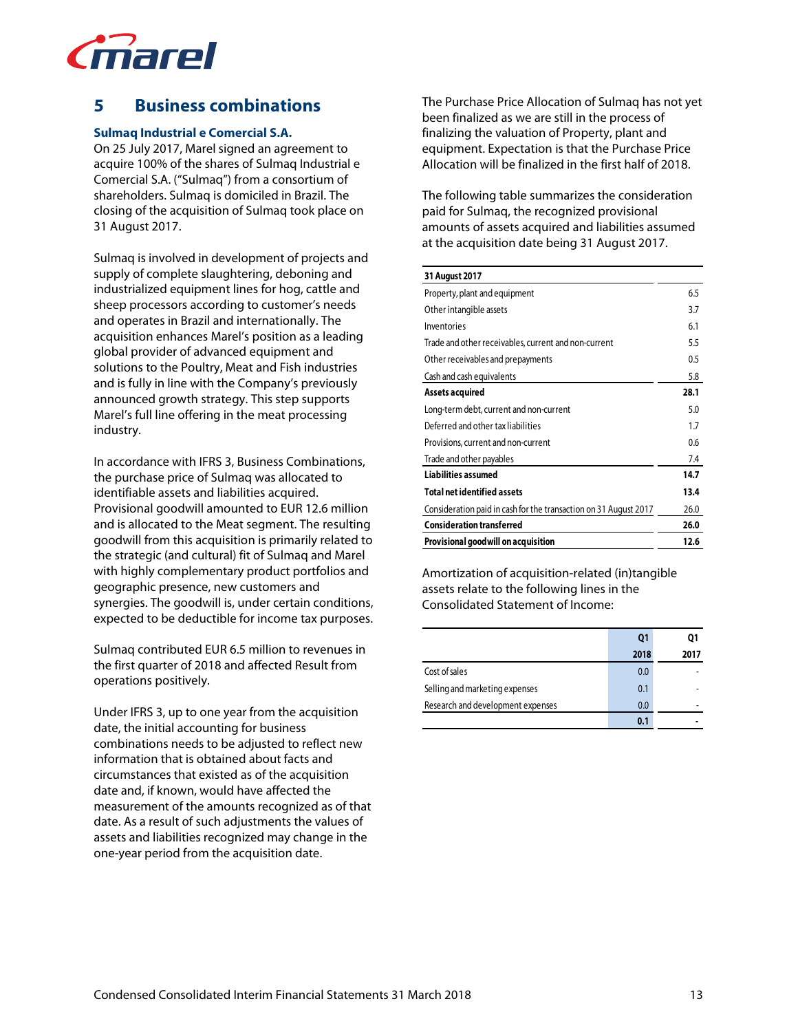## 5 Business combinations

### Sulmaq Industrial e Comercial S.A.

On 25 July 2017, Marel signed an agreement to acquire 100% of the shares of Sulmaq Industrial e Comercial S.A. ("Sulmaq") from a consortium of shareholders. Sulmaq is domiciled in Brazil. The closing of the acquisition of Sulmaq took place on 31 August 2017.

Sulmaq is involved in development of projects and supply of complete slaughtering, deboning and industrialized equipment lines for hog, cattle and sheep processors according to customer's needs and operates in Brazil and internationally. The acquisition enhances Marel's position as a leading global provider of advanced equipment and solutions to the Poultry, Meat and Fish industries and is fully in line with the Company's previously announced growth strategy. This step supports Marel's full line offering in the meat processing industry.

In accordance with IFRS 3, Business Combinations, the purchase price of Sulmaq was allocated to identifiable assets and liabilities acquired. Provisional goodwill amounted to EUR 12.6 million and is allocated to the Meat segment. The resulting goodwill from this acquisition is primarily related to the strategic (and cultural) fit of Sulmaq and Marel with highly complementary product portfolios and geographic presence, new customers and synergies. The goodwill is, under certain conditions, expected to be deductible for income tax purposes.

Sulmaq contributed EUR 6.5 million to revenues in the first quarter of 2018 and affected Result from operations positively.

Under IFRS 3, up to one year from the acquisition date, the initial accounting for business combinations needs to be adjusted to reflect new information that is obtained about facts and circumstances that existed as of the acquisition date and, if known, would have affected the measurement of the amounts recognized as of that date. As a result of such adjustments the values of assets and liabilities recognized may change in the one-year period from the acquisition date.

The Purchase Price Allocation of Sulmaq has not yet been finalized as we are still in the process of finalizing the valuation of Property, plant and equipment. Expectation is that the Purchase Price Allocation will be finalized in the first half of 2018.

The following table summarizes the consideration paid for Sulmaq, the recognized provisional amounts of assets acquired and liabilities assumed at the acquisition date being 31 August 2017.

| 31 August 2017 | |
|---|---|
| Property, plant and equipment | 6.5 |
| Other intangible assets | 3.7 |
| Inventories | 6.1 |
| Trade and other receivables, current and non-current | 5.5 |
| Other receivables and prepayments | 0.5 |
| Cash and cash equivalents | 5.8 |
| **Assets acquired** | **28.1** |
| Long-term debt, current and non-current | 5.0 |
| Deferred and other tax liabilities | 1.7 |
| Provisions, current and non-current | 0.6 |
| Trade and other payables | 7.4 |
| **Liabilities assumed** | **14.7** |
| **Total net identified assets** | **13.4** |
| Consideration paid in cash for the transaction on 31 August 2017 | 26.0 |
| **Consideration transferred** | **26.0** |
| **Provisional goodwill on acquisition** | **12.6** |

Amortization of acquisition-related (in)tangible assets relate to the following lines in the Consolidated Statement of Income:

| | Q1 2018 | Q1 2017 |
|---|---|---|
| Cost of sales | 0.0 | - |
| Selling and marketing expenses | 0.1 | - |
| Research and development expenses | 0.0 | - |
| | **0.1** | **-** |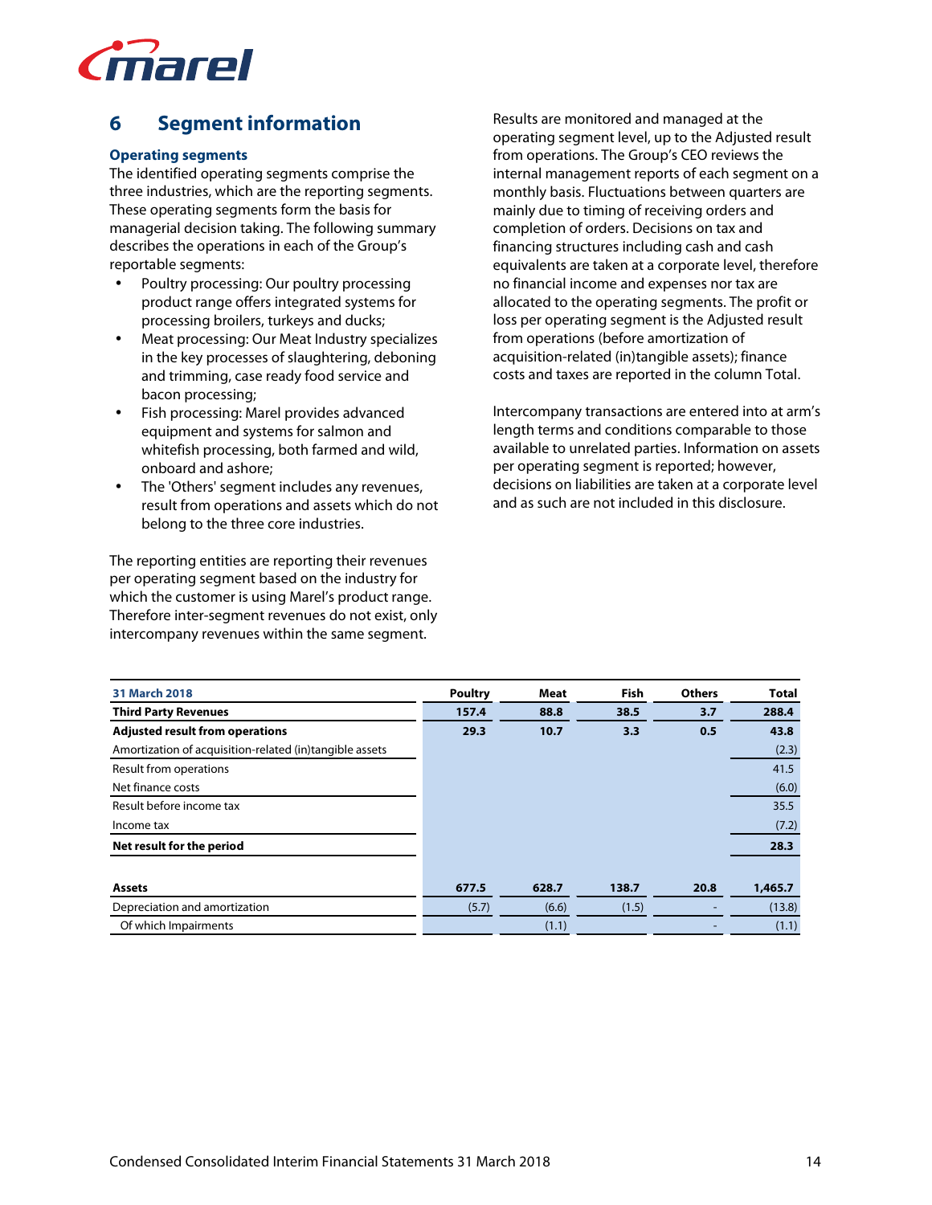## 6 Segment information

### Operating segments

The identified operating segments comprise the three industries, which are the reporting segments. These operating segments form the basis for managerial decision taking. The following summary describes the operations in each of the Group's reportable segments:

- Poultry processing: Our poultry processing product range offers integrated systems for processing broilers, turkeys and ducks;
- Meat processing: Our Meat Industry specializes in the key processes of slaughtering, deboning and trimming, case ready food service and bacon processing;
- Fish processing: Marel provides advanced equipment and systems for salmon and whitefish processing, both farmed and wild, onboard and ashore;
- The 'Others' segment includes any revenues, result from operations and assets which do not belong to the three core industries.

The reporting entities are reporting their revenues per operating segment based on the industry for which the customer is using Marel's product range. Therefore inter-segment revenues do not exist, only intercompany revenues within the same segment.

Results are monitored and managed at the operating segment level, up to the Adjusted result from operations. The Group's CEO reviews the internal management reports of each segment on a monthly basis. Fluctuations between quarters are mainly due to timing of receiving orders and completion of orders. Decisions on tax and financing structures including cash and cash equivalents are taken at a corporate level, therefore no financial income and expenses nor tax are allocated to the operating segments. The profit or loss per operating segment is the Adjusted result from operations (before amortization of acquisition-related (in)tangible assets); finance costs and taxes are reported in the column Total.

Intercompany transactions are entered into at arm's length terms and conditions comparable to those available to unrelated parties. Information on assets per operating segment is reported; however, decisions on liabilities are taken at a corporate level and as such are not included in this disclosure.

| 31 March 2018 | Poultry | Meat | Fish | Others | Total |
|---|---|---|---|---|---|
| **Third Party Revenues** | **157.4** | **88.8** | **38.5** | **3.7** | **288.4** |
| **Adjusted result from operations** | **29.3** | **10.7** | **3.3** | **0.5** | **43.8** |
| Amortization of acquisition-related (in)tangible assets | | | | | (2.3) |
| Result from operations | | | | | 41.5 |
| Net finance costs | | | | | (6.0) |
| Result before income tax | | | | | 35.5 |
| Income tax | | | | | (7.2) |
| **Net result for the period** | | | | | **28.3** |
| | | | | | |
| **Assets** | **677.5** | **628.7** | **138.7** | **20.8** | **1,465.7** |
| Depreciation and amortization | (5.7) | (6.6) | (1.5) | - | (13.8) |
| Of which Impairments | | (1.1) | | - | (1.1) |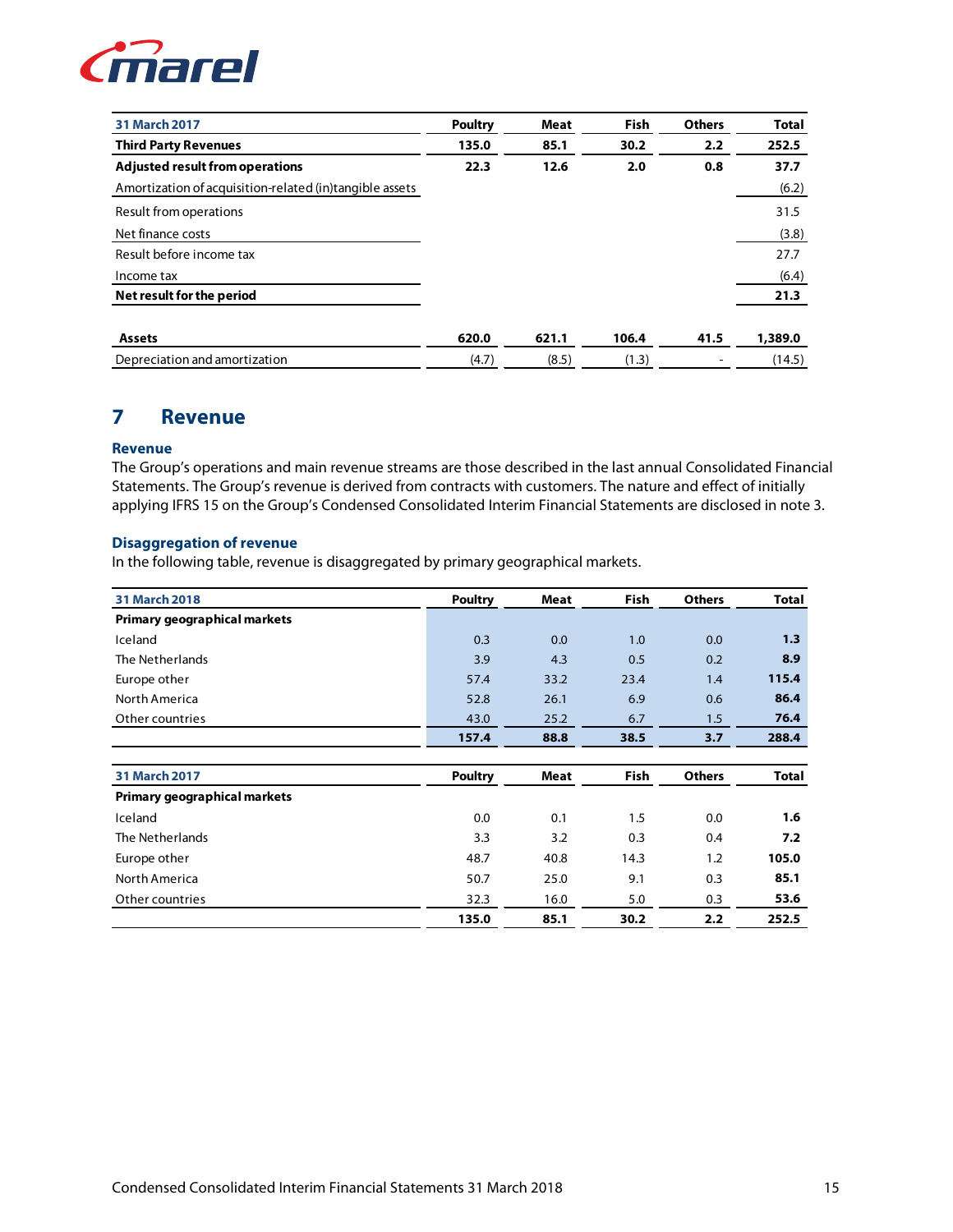| 31 March 2017 | Poultry | Meat | Fish | Others | Total |
|---|---|---|---|---|---|
| **Third Party Revenues** | **135.0** | **85.1** | **30.2** | **2.2** | **252.5** |
| **Adjusted result from operations** | **22.3** | **12.6** | **2.0** | **0.8** | **37.7** |
| Amortization of acquisition-related (in)tangible assets | | | | | (6.2) |
| Result from operations | | | | | 31.5 |
| Net finance costs | | | | | (3.8) |
| Result before income tax | | | | | 27.7 |
| Income tax | | | | | (6.4) |
| **Net result for the period** | | | | | **21.3** |
| | | | | | |
| **Assets** | **620.0** | **621.1** | **106.4** | **41.5** | **1,389.0** |
| Depreciation and amortization | (4.7) | (8.5) | (1.3) | - | (14.5) |

## 7 Revenue

### Revenue

The Group's operations and main revenue streams are those described in the last annual Consolidated Financial Statements. The Group's revenue is derived from contracts with customers. The nature and effect of initially applying IFRS 15 on the Group's Condensed Consolidated Interim Financial Statements are disclosed in note 3.

### Disaggregation of revenue

In the following table, revenue is disaggregated by primary geographical markets.

| 31 March 2018 | Poultry | Meat | Fish | Others | Total |
|---|---|---|---|---|---|
| **Primary geographical markets** | | | | | |
| Iceland | 0.3 | 0.0 | 1.0 | 0.0 | **1.3** |
| The Netherlands | 3.9 | 4.3 | 0.5 | 0.2 | **8.9** |
| Europe other | 57.4 | 33.2 | 23.4 | 1.4 | **115.4** |
| North America | 52.8 | 26.1 | 6.9 | 0.6 | **86.4** |
| Other countries | 43.0 | 25.2 | 6.7 | 1.5 | **76.4** |
| | **157.4** | **88.8** | **38.5** | **3.7** | **288.4** |

| 31 March 2017 | Poultry | Meat | Fish | Others | Total |
|---|---|---|---|---|---|
| **Primary geographical markets** | | | | | |
| Iceland | 0.0 | 0.1 | 1.5 | 0.0 | **1.6** |
| The Netherlands | 3.3 | 3.2 | 0.3 | 0.4 | **7.2** |
| Europe other | 48.7 | 40.8 | 14.3 | 1.2 | **105.0** |
| North America | 50.7 | 25.0 | 9.1 | 0.3 | **85.1** |
| Other countries | 32.3 | 16.0 | 5.0 | 0.3 | **53.6** |
| | **135.0** | **85.1** | **30.2** | **2.2** | **252.5** |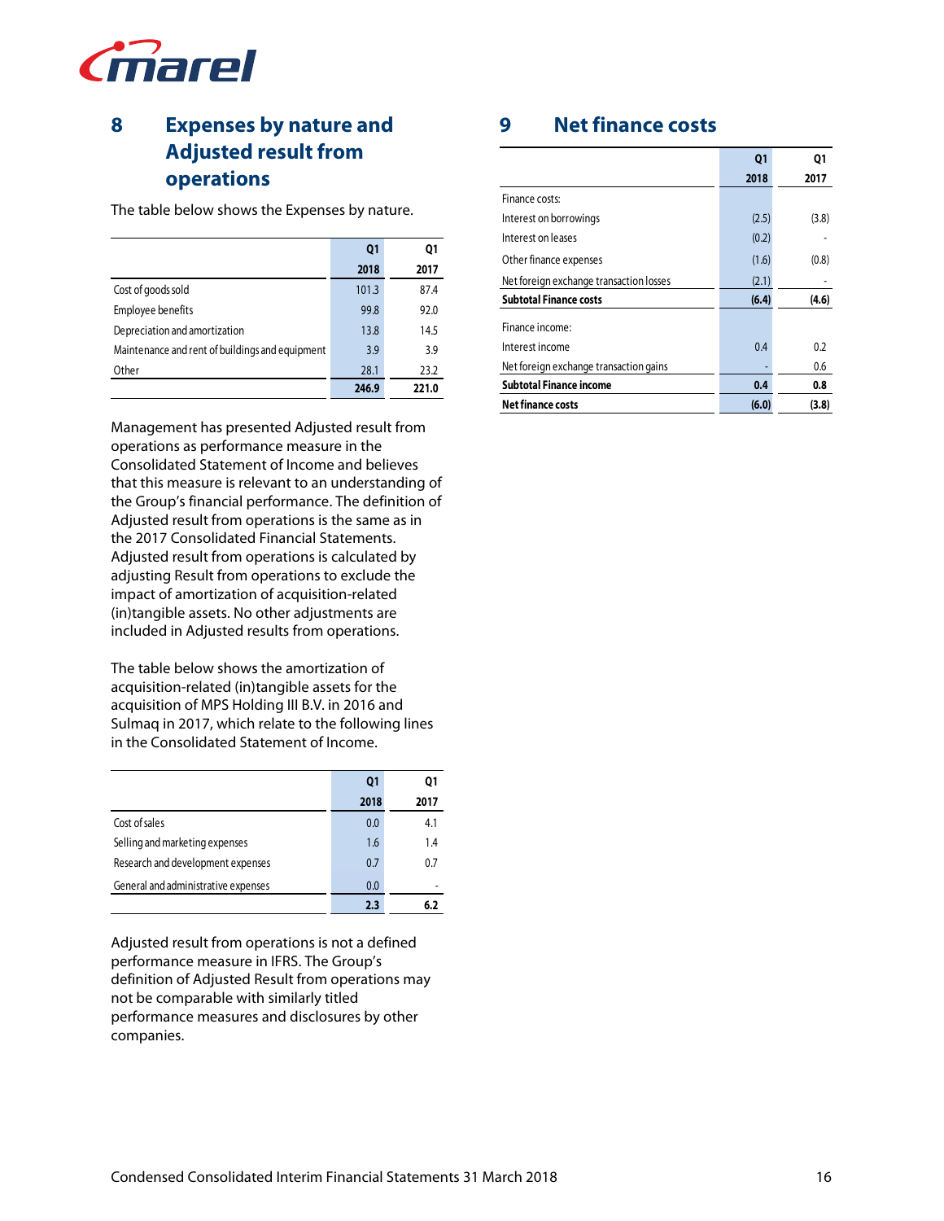## 8 Expenses by nature and Adjusted result from operations

The table below shows the Expenses by nature.

| | Q1 2018 | Q1 2017 |
|---|---|---|
| Cost of goods sold | 101.3 | 87.4 |
| Employee benefits | 99.8 | 92.0 |
| Depreciation and amortization | 13.8 | 14.5 |
| Maintenance and rent of buildings and equipment | 3.9 | 3.9 |
| Other | 28.1 | 23.2 |
| | **246.9** | **221.0** |

Management has presented Adjusted result from operations as performance measure in the Consolidated Statement of Income and believes that this measure is relevant to an understanding of the Group's financial performance. The definition of Adjusted result from operations is the same as in the 2017 Consolidated Financial Statements. Adjusted result from operations is calculated by adjusting Result from operations to exclude the impact of amortization of acquisition-related (in)tangible assets. No other adjustments are included in Adjusted results from operations.

The table below shows the amortization of acquisition-related (in)tangible assets for the acquisition of MPS Holding III B.V. in 2016 and Sulmaq in 2017, which relate to the following lines in the Consolidated Statement of Income.

| | Q1 2018 | Q1 2017 |
|---|---|---|
| Cost of sales | 0.0 | 4.1 |
| Selling and marketing expenses | 1.6 | 1.4 |
| Research and development expenses | 0.7 | 0.7 |
| General and administrative expenses | 0.0 | - |
| | **2.3** | **6.2** |

Adjusted result from operations is not a defined performance measure in IFRS. The Group's definition of Adjusted Result from operations may not be comparable with similarly titled performance measures and disclosures by other companies.

## 9 Net finance costs

| | Q1 2018 | Q1 2017 |
|---|---|---|
| Finance costs: | | |
| Interest on borrowings | (2.5) | (3.8) |
| Interest on leases | (0.2) | - |
| Other finance expenses | (1.6) | (0.8) |
| Net foreign exchange transaction losses | (2.1) | - |
| **Subtotal Finance costs** | **(6.4)** | **(4.6)** |
| Finance income: | | |
| Interest income | 0.4 | 0.2 |
| Net foreign exchange transaction gains | - | 0.6 |
| **Subtotal Finance income** | **0.4** | **0.8** |
| **Net finance costs** | **(6.0)** | **(3.8)** |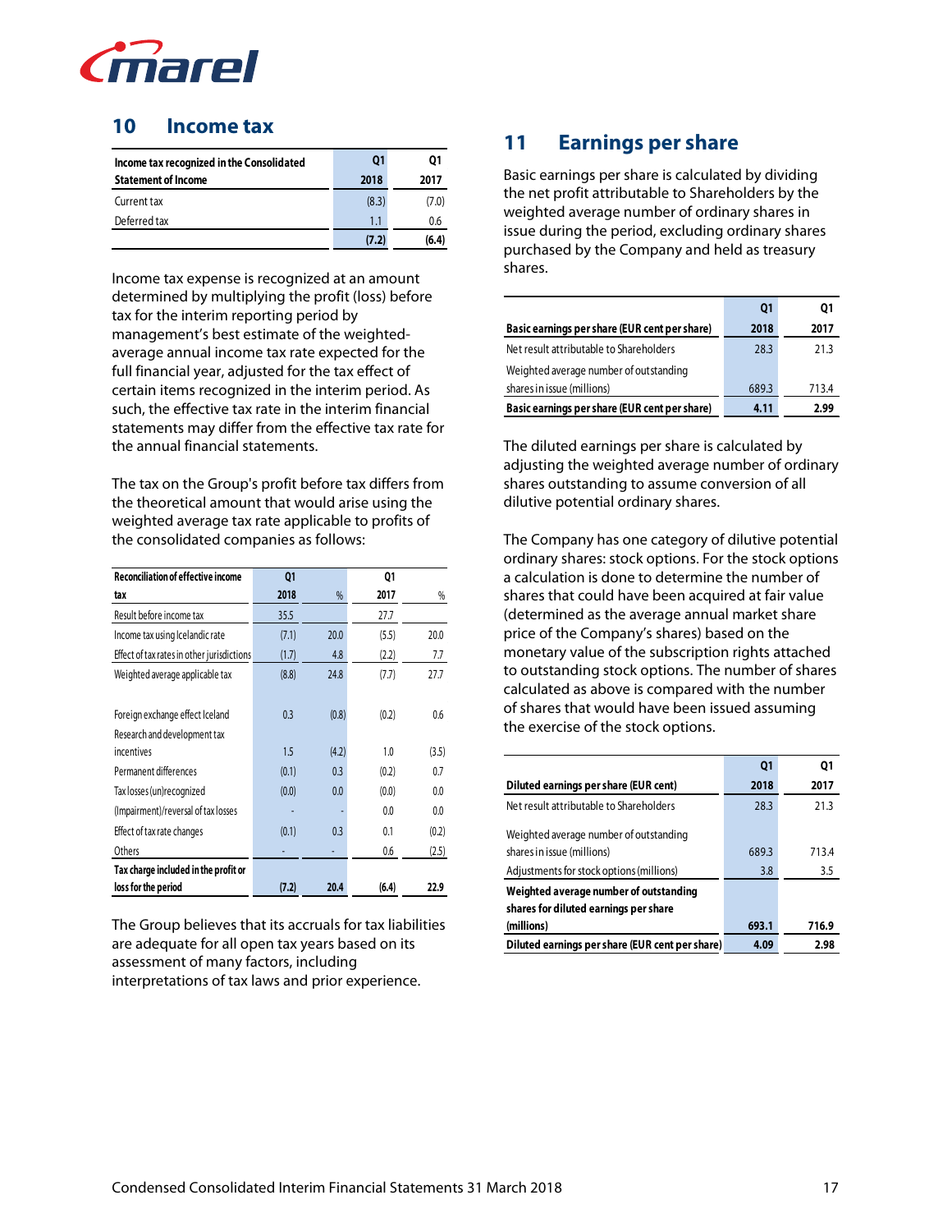## 10 Income tax

| Income tax recognized in the Consolidated Statement of Income | Q1 2018 | Q1 2017 |
|---|---|---|
| Current tax | (8.3) | (7.0) |
| Deferred tax | 1.1 | 0.6 |
| | (7.2) | (6.4) |

Income tax expense is recognized at an amount determined by multiplying the profit (loss) before tax for the interim reporting period by management's best estimate of the weighted-average annual income tax rate expected for the full financial year, adjusted for the tax effect of certain items recognized in the interim period. As such, the effective tax rate in the interim financial statements may differ from the effective tax rate for the annual financial statements.

The tax on the Group's profit before tax differs from the theoretical amount that would arise using the weighted average tax rate applicable to profits of the consolidated companies as follows:

| Reconciliation of effective income tax | Q1 2018 | % | Q1 2017 | % |
|---|---|---|---|---|
| Result before income tax | 35.5 | | 27.7 | |
| Income tax using Icelandic rate | (7.1) | 20.0 | (5.5) | 20.0 |
| Effect of tax rates in other jurisdictions | (1.7) | 4.8 | (2.2) | 7.7 |
| Weighted average applicable tax | (8.8) | 24.8 | (7.7) | 27.7 |
| | | | | |
| Foreign exchange effect Iceland | 0.3 | (0.8) | (0.2) | 0.6 |
| Research and development tax incentives | 1.5 | (4.2) | 1.0 | (3.5) |
| Permanent differences | (0.1) | 0.3 | (0.2) | 0.7 |
| Tax losses (un)recognized | (0.0) | 0.0 | (0.0) | 0.0 |
| (Impairment)/reversal of tax losses | - | - | 0.0 | 0.0 |
| Effect of tax rate changes | (0.1) | 0.3 | 0.1 | (0.2) |
| Others | - | - | 0.6 | (2.5) |
| Tax charge included in the profit or loss for the period | (7.2) | 20.4 | (6.4) | 22.9 |

The Group believes that its accruals for tax liabilities are adequate for all open tax years based on its assessment of many factors, including interpretations of tax laws and prior experience.

## 11 Earnings per share

Basic earnings per share is calculated by dividing the net profit attributable to Shareholders by the weighted average number of ordinary shares in issue during the period, excluding ordinary shares purchased by the Company and held as treasury shares.

| Basic earnings per share (EUR cent per share) | Q1 2018 | Q1 2017 |
|---|---|---|
| Net result attributable to Shareholders | 28.3 | 21.3 |
| Weighted average number of outstanding shares in issue (millions) | 689.3 | 713.4 |
| Basic earnings per share (EUR cent per share) | 4.11 | 2.99 |

The diluted earnings per share is calculated by adjusting the weighted average number of ordinary shares outstanding to assume conversion of all dilutive potential ordinary shares.

The Company has one category of dilutive potential ordinary shares: stock options. For the stock options a calculation is done to determine the number of shares that could have been acquired at fair value (determined as the average annual market share price of the Company's shares) based on the monetary value of the subscription rights attached to outstanding stock options. The number of shares calculated as above is compared with the number of shares that would have been issued assuming the exercise of the stock options.

| Diluted earnings per share (EUR cent) | Q1 2018 | Q1 2017 |
|---|---|---|
| Net result attributable to Shareholders | 28.3 | 21.3 |
| Weighted average number of outstanding shares in issue (millions) | 689.3 | 713.4 |
| Adjustments for stock options (millions) | 3.8 | 3.5 |
| Weighted average number of outstanding shares for diluted earnings per share (millions) | 693.1 | 716.9 |
| Diluted earnings per share (EUR cent per share) | 4.09 | 2.98 |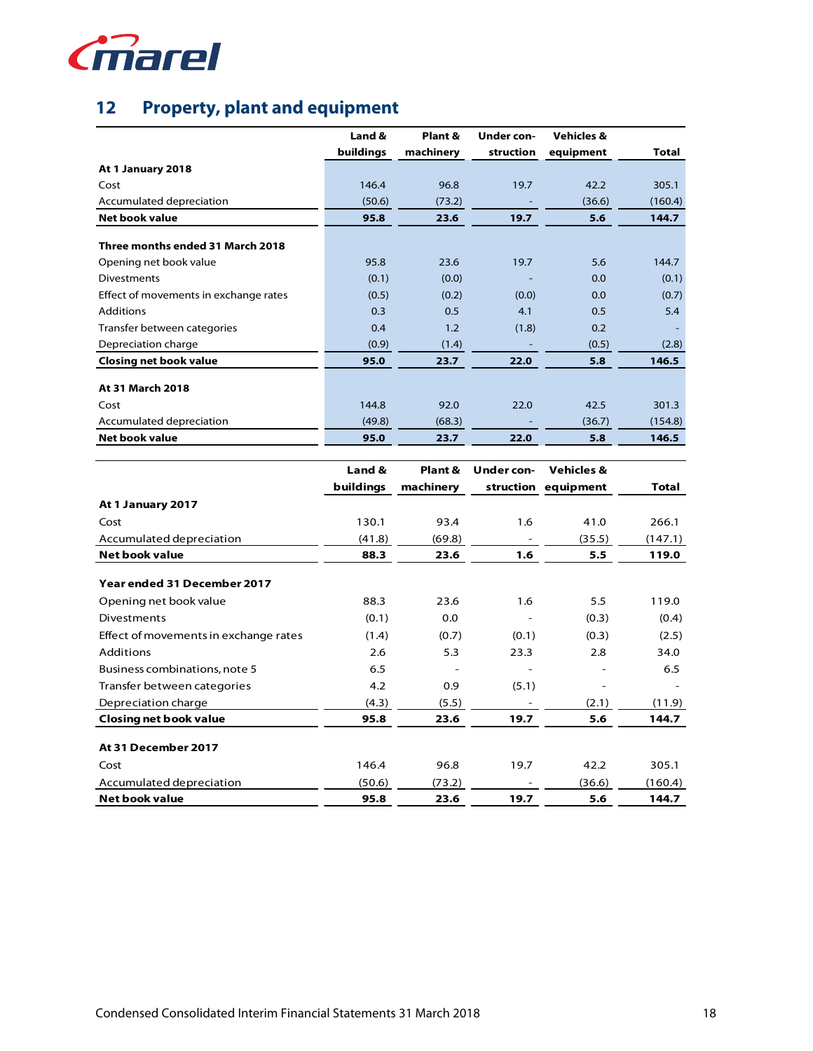## 12 Property, plant and equipment

| | Land & buildings | Plant & machinery | Under con-struction | Vehicles & equipment | Total |
|---|---|---|---|---|---|
| **At 1 January 2018** | | | | | |
| Cost | 146.4 | 96.8 | 19.7 | 42.2 | 305.1 |
| Accumulated depreciation | (50.6) | (73.2) | - | (36.6) | (160.4) |
| **Net book value** | **95.8** | **23.6** | **19.7** | **5.6** | **144.7** |
| | | | | | |
| **Three months ended 31 March 2018** | | | | | |
| Opening net book value | 95.8 | 23.6 | 19.7 | 5.6 | 144.7 |
| Divestments | (0.1) | (0.0) | - | 0.0 | (0.1) |
| Effect of movements in exchange rates | (0.5) | (0.2) | (0.0) | 0.0 | (0.7) |
| Additions | 0.3 | 0.5 | 4.1 | 0.5 | 5.4 |
| Transfer between categories | 0.4 | 1.2 | (1.8) | 0.2 | - |
| Depreciation charge | (0.9) | (1.4) | - | (0.5) | (2.8) |
| **Closing net book value** | **95.0** | **23.7** | **22.0** | **5.8** | **146.5** |
| | | | | | |
| **At 31 March 2018** | | | | | |
| Cost | 144.8 | 92.0 | 22.0 | 42.5 | 301.3 |
| Accumulated depreciation | (49.8) | (68.3) | - | (36.7) | (154.8) |
| **Net book value** | **95.0** | **23.7** | **22.0** | **5.8** | **146.5** |

| | Land & buildings | Plant & machinery | Under con-struction | Vehicles & equipment | Total |
|---|---|---|---|---|---|
| **At 1 January 2017** | | | | | |
| Cost | 130.1 | 93.4 | 1.6 | 41.0 | 266.1 |
| Accumulated depreciation | (41.8) | (69.8) | - | (35.5) | (147.1) |
| **Net book value** | **88.3** | **23.6** | **1.6** | **5.5** | **119.0** |
| | | | | | |
| **Year ended 31 December 2017** | | | | | |
| Opening net book value | 88.3 | 23.6 | 1.6 | 5.5 | 119.0 |
| Divestments | (0.1) | 0.0 | - | (0.3) | (0.4) |
| Effect of movements in exchange rates | (1.4) | (0.7) | (0.1) | (0.3) | (2.5) |
| Additions | 2.6 | 5.3 | 23.3 | 2.8 | 34.0 |
| Business combinations, note 5 | 6.5 | - | - | - | 6.5 |
| Transfer between categories | 4.2 | 0.9 | (5.1) | - | - |
| Depreciation charge | (4.3) | (5.5) | - | (2.1) | (11.9) |
| **Closing net book value** | **95.8** | **23.6** | **19.7** | **5.6** | **144.7** |
| | | | | | |
| **At 31 December 2017** | | | | | |
| Cost | 146.4 | 96.8 | 19.7 | 42.2 | 305.1 |
| Accumulated depreciation | (50.6) | (73.2) | - | (36.6) | (160.4) |
| **Net book value** | **95.8** | **23.6** | **19.7** | **5.6** | **144.7** |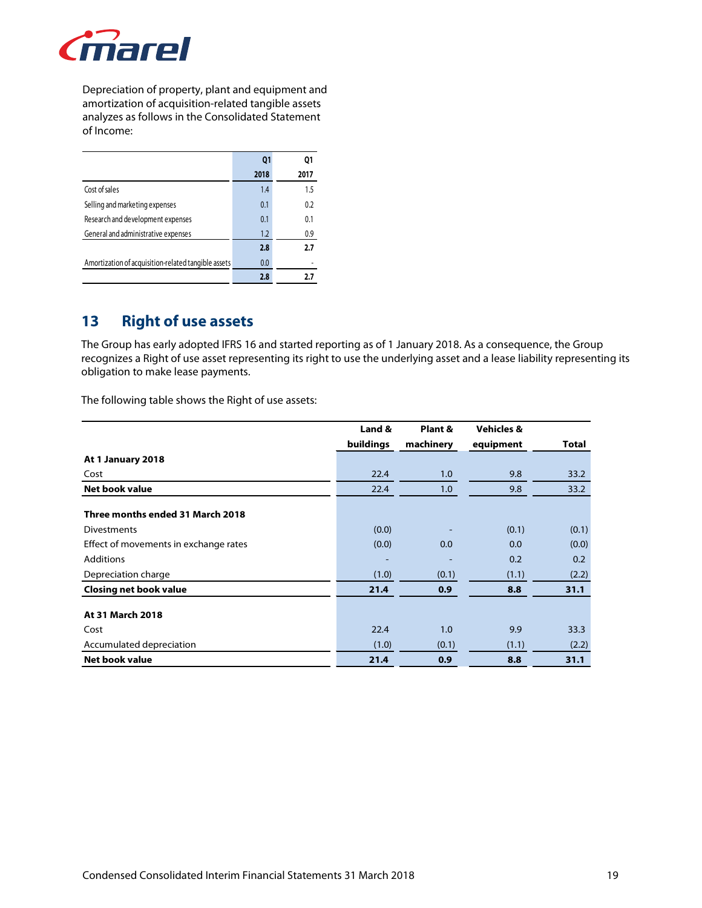Depreciation of property, plant and equipment and amortization of acquisition-related tangible assets analyzes as follows in the Consolidated Statement of Income:

| | Q1 2018 | Q1 2017 |
|---|---|---|
| Cost of sales | 1.4 | 1.5 |
| Selling and marketing expenses | 0.1 | 0.2 |
| Research and development expenses | 0.1 | 0.1 |
| General and administrative expenses | 1.2 | 0.9 |
| | **2.8** | **2.7** |
| Amortization of acquisition-related tangible assets | 0.0 | - |
| | **2.8** | **2.7** |

## 13 Right of use assets

The Group has early adopted IFRS 16 and started reporting as of 1 January 2018. As a consequence, the Group recognizes a Right of use asset representing its right to use the underlying asset and a lease liability representing its obligation to make lease payments.

The following table shows the Right of use assets:

| | Land & buildings | Plant & machinery | Vehicles & equipment | Total |
|---|---|---|---|---|
| **At 1 January 2018** | | | | |
| Cost | 22.4 | 1.0 | 9.8 | 33.2 |
| **Net book value** | 22.4 | 1.0 | 9.8 | 33.2 |
| | | | | |
| **Three months ended 31 March 2018** | | | | |
| Divestments | (0.0) | - | (0.1) | (0.1) |
| Effect of movements in exchange rates | (0.0) | 0.0 | 0.0 | (0.0) |
| Additions | - | - | 0.2 | 0.2 |
| Depreciation charge | (1.0) | (0.1) | (1.1) | (2.2) |
| **Closing net book value** | **21.4** | **0.9** | **8.8** | **31.1** |
| | | | | |
| **At 31 March 2018** | | | | |
| Cost | 22.4 | 1.0 | 9.9 | 33.3 |
| Accumulated depreciation | (1.0) | (0.1) | (1.1) | (2.2) |
| **Net book value** | **21.4** | **0.9** | **8.8** | **31.1** |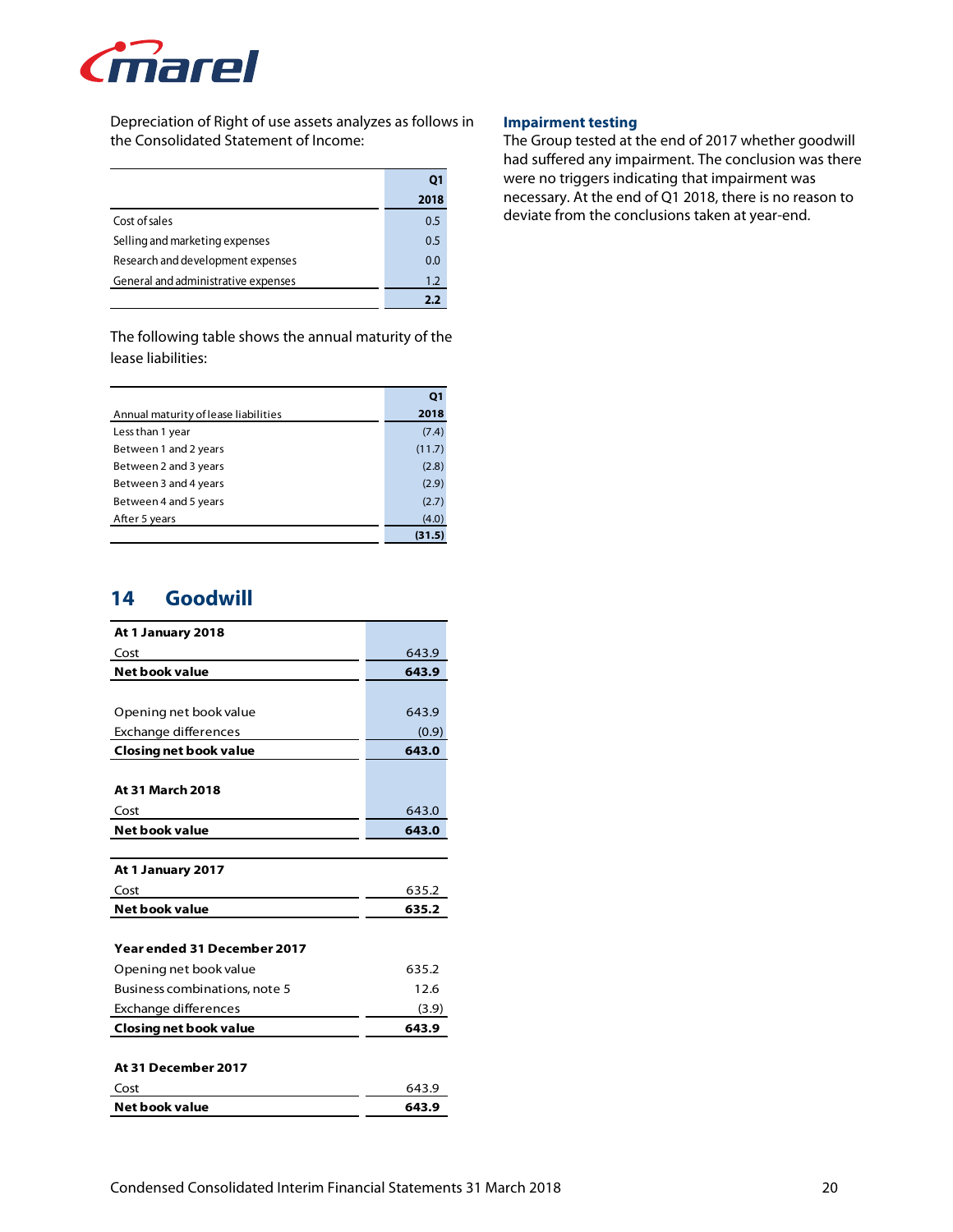Depreciation of Right of use assets analyzes as follows in the Consolidated Statement of Income:

| | Q1 2018 |
|---|---|
| Cost of sales | 0.5 |
| Selling and marketing expenses | 0.5 |
| Research and development expenses | 0.0 |
| General and administrative expenses | 1.2 |
| | **2.2** |

The following table shows the annual maturity of the lease liabilities:

| Annual maturity of lease liabilities | Q1 2018 |
|---|---|
| Less than 1 year | (7.4) |
| Between 1 and 2 years | (11.7) |
| Between 2 and 3 years | (2.8) |
| Between 3 and 4 years | (2.9) |
| Between 4 and 5 years | (2.7) |
| After 5 years | (4.0) |
| | **(31.5)** |

## 14 Goodwill

| | |
|---|---|
| **At 1 January 2018** | |
| Cost | 643.9 |
| **Net book value** | **643.9** |
| | |
| Opening net book value | 643.9 |
| Exchange differences | (0.9) |
| **Closing net book value** | **643.0** |
| | |
| **At 31 March 2018** | |
| Cost | 643.0 |
| **Net book value** | **643.0** |
| | |
| **At 1 January 2017** | |
| Cost | 635.2 |
| **Net book value** | **635.2** |
| | |
| **Year ended 31 December 2017** | |
| Opening net book value | 635.2 |
| Business combinations, note 5 | 12.6 |
| Exchange differences | (3.9) |
| **Closing net book value** | **643.9** |
| | |
| **At 31 December 2017** | |
| Cost | 643.9 |
| **Net book value** | **643.9** |

### Impairment testing

The Group tested at the end of 2017 whether goodwill had suffered any impairment. The conclusion was there were no triggers indicating that impairment was necessary. At the end of Q1 2018, there is no reason to deviate from the conclusions taken at year-end.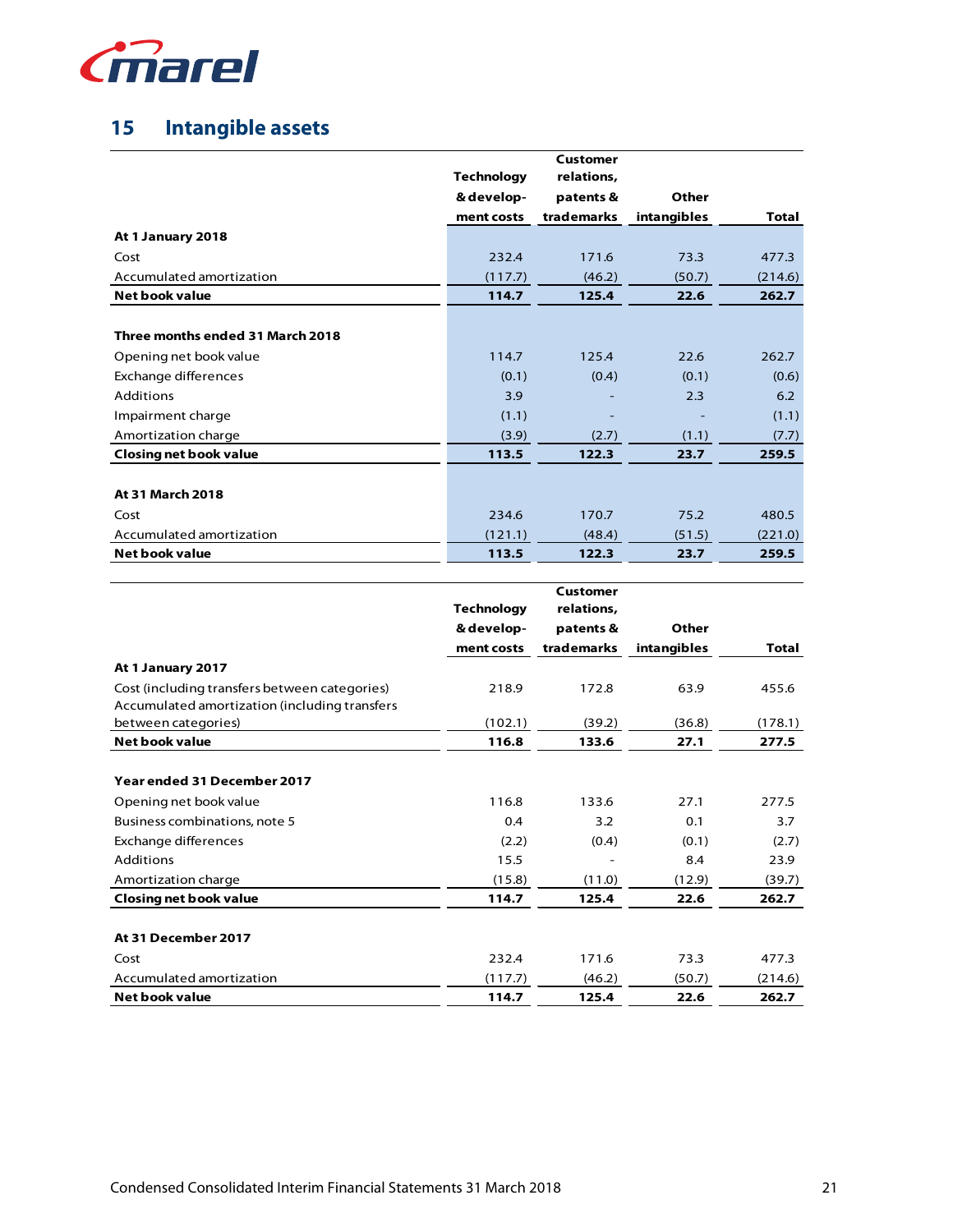## 15 Intangible assets

| | Technology & development costs | Customer relations, patents & trademarks | Other intangibles | Total |
|---|---|---|---|---|
| **At 1 January 2018** | | | | |
| Cost | 232.4 | 171.6 | 73.3 | 477.3 |
| Accumulated amortization | (117.7) | (46.2) | (50.7) | (214.6) |
| **Net book value** | **114.7** | **125.4** | **22.6** | **262.7** |
| | | | | |
| **Three months ended 31 March 2018** | | | | |
| Opening net book value | 114.7 | 125.4 | 22.6 | 262.7 |
| Exchange differences | (0.1) | (0.4) | (0.1) | (0.6) |
| Additions | 3.9 | - | 2.3 | 6.2 |
| Impairment charge | (1.1) | - | - | (1.1) |
| Amortization charge | (3.9) | (2.7) | (1.1) | (7.7) |
| **Closing net book value** | **113.5** | **122.3** | **23.7** | **259.5** |
| | | | | |
| **At 31 March 2018** | | | | |
| Cost | 234.6 | 170.7 | 75.2 | 480.5 |
| Accumulated amortization | (121.1) | (48.4) | (51.5) | (221.0) |
| **Net book value** | **113.5** | **122.3** | **23.7** | **259.5** |

| | Technology & development costs | Customer relations, patents & trademarks | Other intangibles | Total |
|---|---|---|---|---|
| **At 1 January 2017** | | | | |
| Cost (including transfers between categories) | 218.9 | 172.8 | 63.9 | 455.6 |
| Accumulated amortization (including transfers between categories) | (102.1) | (39.2) | (36.8) | (178.1) |
| **Net book value** | **116.8** | **133.6** | **27.1** | **277.5** |
| | | | | |
| **Year ended 31 December 2017** | | | | |
| Opening net book value | 116.8 | 133.6 | 27.1 | 277.5 |
| Business combinations, note 5 | 0.4 | 3.2 | 0.1 | 3.7 |
| Exchange differences | (2.2) | (0.4) | (0.1) | (2.7) |
| Additions | 15.5 | - | 8.4 | 23.9 |
| Amortization charge | (15.8) | (11.0) | (12.9) | (39.7) |
| **Closing net book value** | **114.7** | **125.4** | **22.6** | **262.7** |
| | | | | |
| **At 31 December 2017** | | | | |
| Cost | 232.4 | 171.6 | 73.3 | 477.3 |
| Accumulated amortization | (117.7) | (46.2) | (50.7) | (214.6) |
| **Net book value** | **114.7** | **125.4** | **22.6** | **262.7** |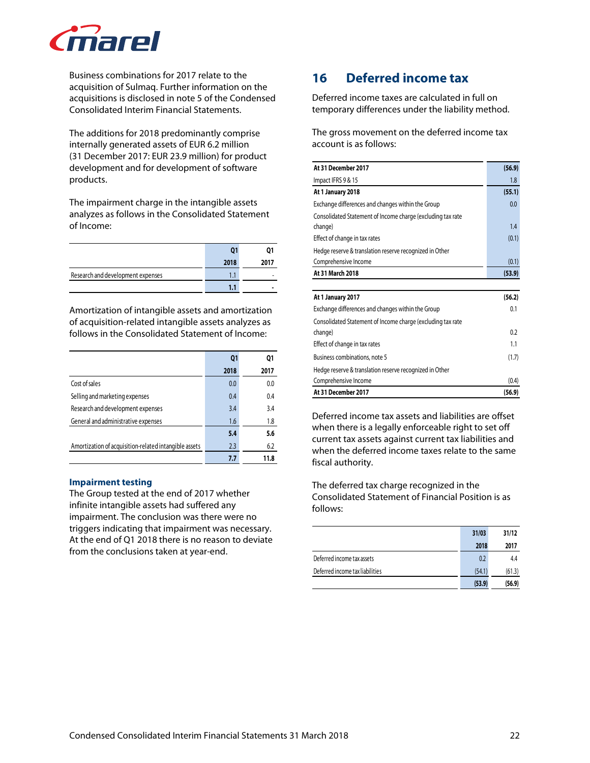Business combinations for 2017 relate to the acquisition of Sulmaq. Further information on the acquisitions is disclosed in note 5 of the Condensed Consolidated Interim Financial Statements.

The additions for 2018 predominantly comprise internally generated assets of EUR 6.2 million (31 December 2017: EUR 23.9 million) for product development and for development of software products.

The impairment charge in the intangible assets analyzes as follows in the Consolidated Statement of Income:

| | Q1 2018 | Q1 2017 |
|---|---|---|
| Research and development expenses | 1.1 | - |
| | **1.1** | **-** |

Amortization of intangible assets and amortization of acquisition-related intangible assets analyzes as follows in the Consolidated Statement of Income:

| | Q1 2018 | Q1 2017 |
|---|---|---|
| Cost of sales | 0.0 | 0.0 |
| Selling and marketing expenses | 0.4 | 0.4 |
| Research and development expenses | 3.4 | 3.4 |
| General and administrative expenses | 1.6 | 1.8 |
| | **5.4** | **5.6** |
| Amortization of acquisition-related intangible assets | 2.3 | 6.2 |
| | **7.7** | **11.8** |

### Impairment testing

The Group tested at the end of 2017 whether infinite intangible assets had suffered any impairment. The conclusion was there were no triggers indicating that impairment was necessary. At the end of Q1 2018 there is no reason to deviate from the conclusions taken at year-end.

## 16 Deferred income tax

Deferred income taxes are calculated in full on temporary differences under the liability method.

The gross movement on the deferred income tax account is as follows:

| | |
|---|---|
| **At 31 December 2017** | **(56.9)** |
| Impact IFRS 9 & 15 | 1.8 |
| **At 1 January 2018** | **(55.1)** |
| Exchange differences and changes within the Group | 0.0 |
| Consolidated Statement of Income charge (excluding tax rate change) | 1.4 |
| Effect of change in tax rates | (0.1) |
| Hedge reserve & translation reserve recognized in Other Comprehensive Income | (0.1) |
| **At 31 March 2018** | **(53.9)** |

| | |
|---|---|
| **At 1 January 2017** | **(56.2)** |
| Exchange differences and changes within the Group | 0.1 |
| Consolidated Statement of Income charge (excluding tax rate change) | 0.2 |
| Effect of change in tax rates | 1.1 |
| Business combinations, note 5 | (1.7) |
| Hedge reserve & translation reserve recognized in Other Comprehensive Income | (0.4) |
| **At 31 December 2017** | **(56.9)** |

Deferred income tax assets and liabilities are offset when there is a legally enforceable right to set off current tax assets against current tax liabilities and when the deferred income taxes relate to the same fiscal authority.

The deferred tax charge recognized in the Consolidated Statement of Financial Position is as follows:

| | 31/03 2018 | 31/12 2017 |
|---|---|---|
| Deferred income tax assets | 0.2 | 4.4 |
| Deferred income tax liabilities | (54.1) | (61.3) |
| | **(53.9)** | **(56.9)** |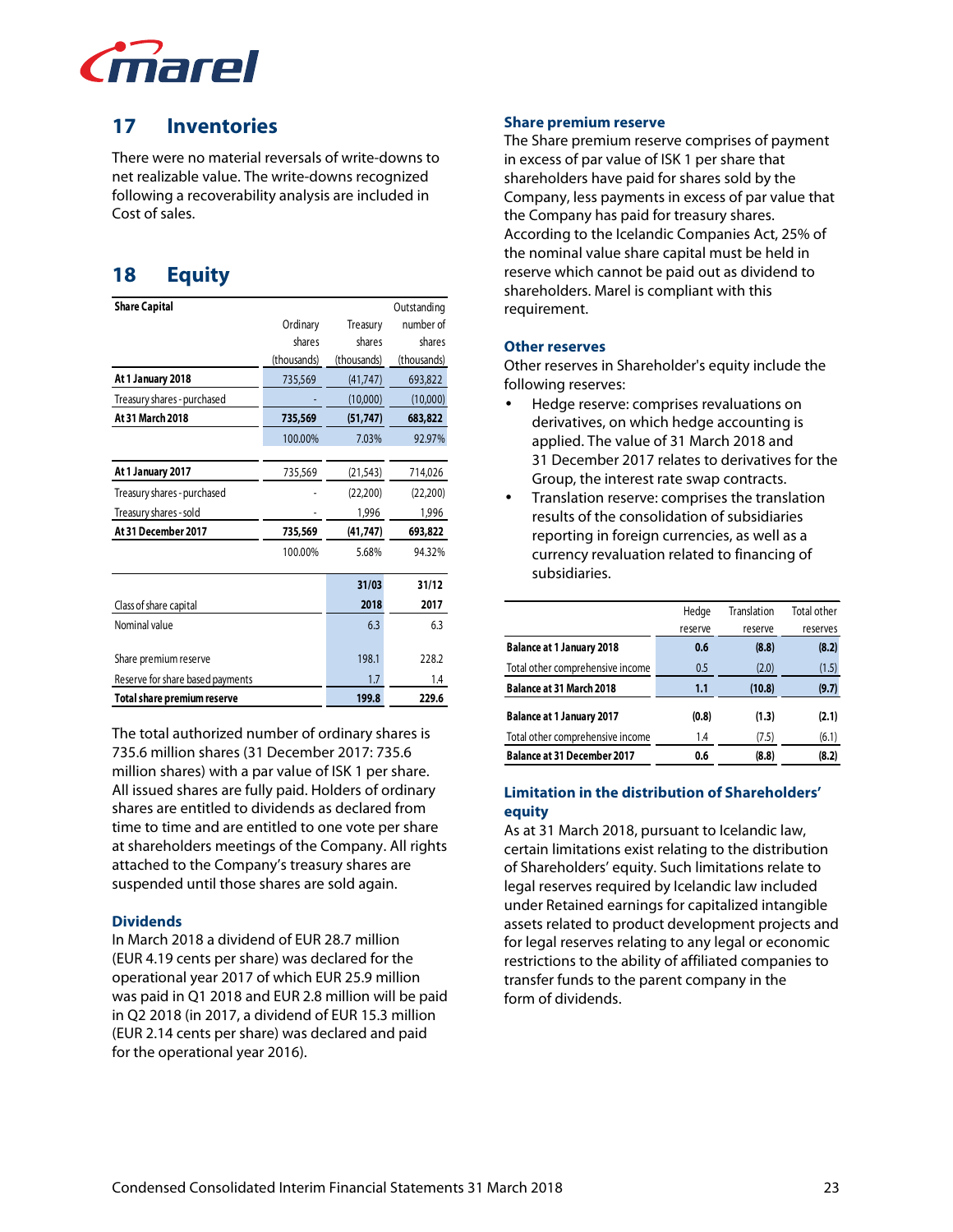## 17 Inventories

There were no material reversals of write-downs to net realizable value. The write-downs recognized following a recoverability analysis are included in Cost of sales.

## 18 Equity

| Share Capital | Ordinary shares (thousands) | Treasury shares (thousands) | Outstanding number of shares (thousands) |
|---|---|---|---|
| **At 1 January 2018** | 735,569 | (41,747) | 693,822 |
| Treasury shares - purchased | - | (10,000) | (10,000) |
| **At 31 March 2018** | **735,569** | **(51,747)** | **683,822** |
| | 100.00% | 7.03% | 92.97% |
| | | | |
| **At 1 January 2017** | 735,569 | (21,543) | 714,026 |
| Treasury shares - purchased | - | (22,200) | (22,200) |
| Treasury shares - sold | - | 1,996 | 1,996 |
| **At 31 December 2017** | **735,569** | **(41,747)** | **693,822** |
| | 100.00% | 5.68% | 94.32% |

| | 31/03 2018 | 31/12 2017 |
|---|---|---|
| Class of share capital | | |
| Nominal value | 6.3 | 6.3 |
| | | |
| Share premium reserve | 198.1 | 228.2 |
| Reserve for share based payments | 1.7 | 1.4 |
| **Total share premium reserve** | **199.8** | **229.6** |

The total authorized number of ordinary shares is 735.6 million shares (31 December 2017: 735.6 million shares) with a par value of ISK 1 per share. All issued shares are fully paid. Holders of ordinary shares are entitled to dividends as declared from time to time and are entitled to one vote per share at shareholders meetings of the Company. All rights attached to the Company's treasury shares are suspended until those shares are sold again.

### Dividends

In March 2018 a dividend of EUR 28.7 million (EUR 4.19 cents per share) was declared for the operational year 2017 of which EUR 25.9 million was paid in Q1 2018 and EUR 2.8 million will be paid in Q2 2018 (in 2017, a dividend of EUR 15.3 million (EUR 2.14 cents per share) was declared and paid for the operational year 2016).

### Share premium reserve

The Share premium reserve comprises of payment in excess of par value of ISK 1 per share that shareholders have paid for shares sold by the Company, less payments in excess of par value that the Company has paid for treasury shares. According to the Icelandic Companies Act, 25% of the nominal value share capital must be held in reserve which cannot be paid out as dividend to shareholders. Marel is compliant with this requirement.

### Other reserves

Other reserves in Shareholder's equity include the following reserves:

- Hedge reserve: comprises revaluations on derivatives, on which hedge accounting is applied. The value of 31 March 2018 and 31 December 2017 relates to derivatives for the Group, the interest rate swap contracts.
- Translation reserve: comprises the translation results of the consolidation of subsidiaries reporting in foreign currencies, as well as a currency revaluation related to financing of subsidiaries.

| | Hedge reserve | Translation reserve | Total other reserves |
|---|---|---|---|
| **Balance at 1 January 2018** | **0.6** | **(8.8)** | **(8.2)** |
| Total other comprehensive income | 0.5 | (2.0) | (1.5) |
| **Balance at 31 March 2018** | **1.1** | **(10.8)** | **(9.7)** |
| | | | |
| **Balance at 1 January 2017** | **(0.8)** | **(1.3)** | **(2.1)** |
| Total other comprehensive income | 1.4 | (7.5) | (6.1) |
| **Balance at 31 December 2017** | **0.6** | **(8.8)** | **(8.2)** |

### Limitation in the distribution of Shareholders' equity

As at 31 March 2018, pursuant to Icelandic law, certain limitations exist relating to the distribution of Shareholders' equity. Such limitations relate to legal reserves required by Icelandic law included under Retained earnings for capitalized intangible assets related to product development projects and for legal reserves relating to any legal or economic restrictions to the ability of affiliated companies to transfer funds to the parent company in the form of dividends.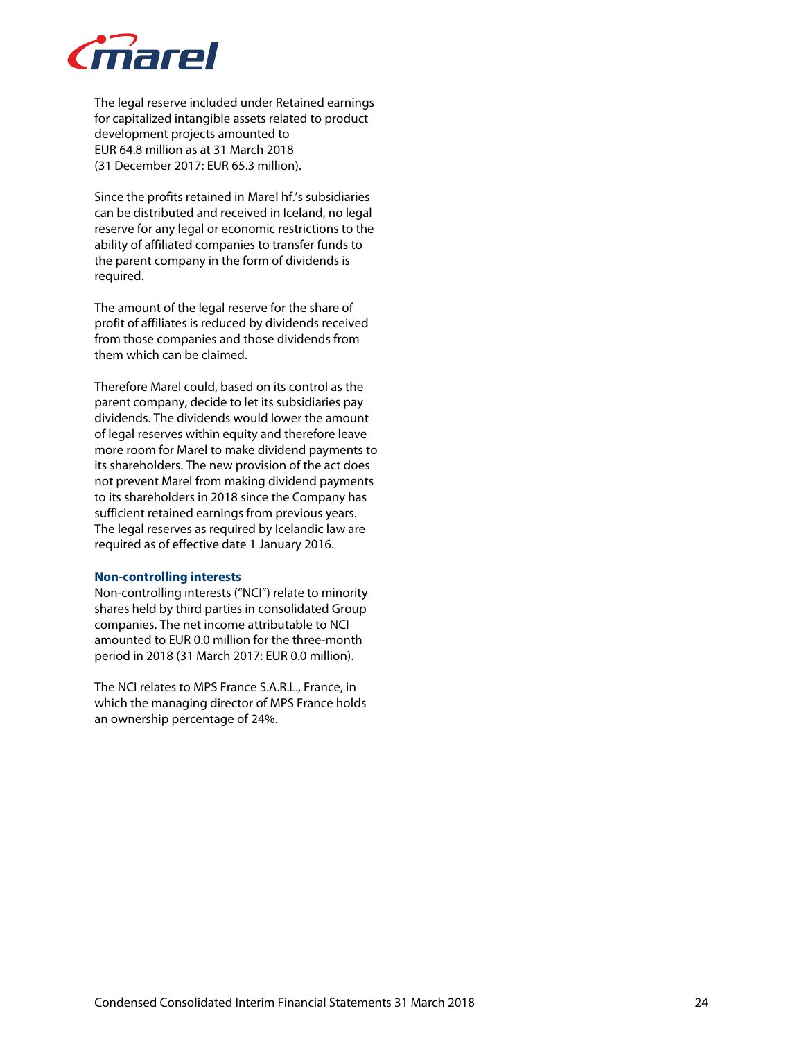The legal reserve included under Retained earnings for capitalized intangible assets related to product development projects amounted to EUR 64.8 million as at 31 March 2018 (31 December 2017: EUR 65.3 million).

Since the profits retained in Marel hf.'s subsidiaries can be distributed and received in Iceland, no legal reserve for any legal or economic restrictions to the ability of affiliated companies to transfer funds to the parent company in the form of dividends is required.

The amount of the legal reserve for the share of profit of affiliates is reduced by dividends received from those companies and those dividends from them which can be claimed.

Therefore Marel could, based on its control as the parent company, decide to let its subsidiaries pay dividends. The dividends would lower the amount of legal reserves within equity and therefore leave more room for Marel to make dividend payments to its shareholders. The new provision of the act does not prevent Marel from making dividend payments to its shareholders in 2018 since the Company has sufficient retained earnings from previous years. The legal reserves as required by Icelandic law are required as of effective date 1 January 2016.

**Non-controlling interests**

Non-controlling interests ("NCI") relate to minority shares held by third parties in consolidated Group companies. The net income attributable to NCI amounted to EUR 0.0 million for the three-month period in 2018 (31 March 2017: EUR 0.0 million).

The NCI relates to MPS France S.A.R.L., France, in which the managing director of MPS France holds an ownership percentage of 24%.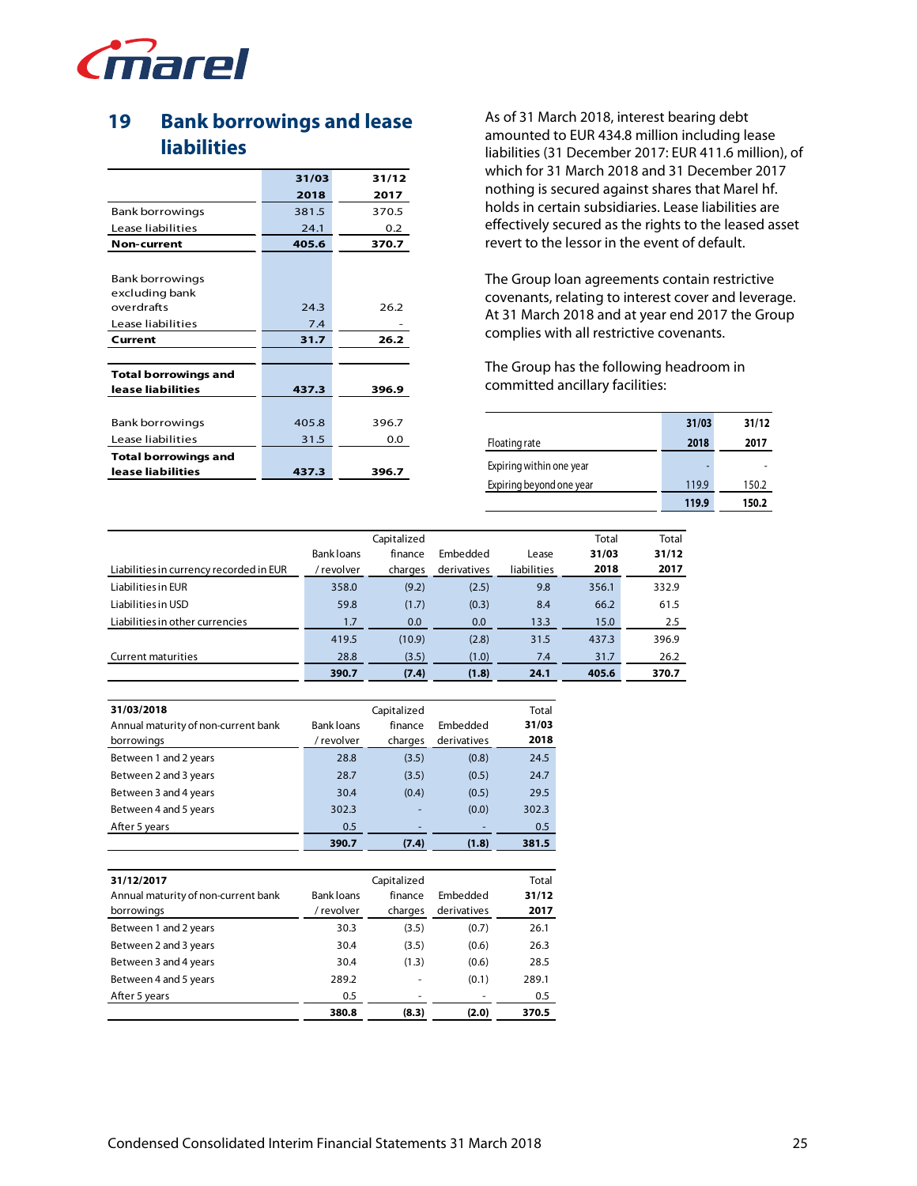## 19 Bank borrowings and lease liabilities

| | 31/03 2018 | 31/12 2017 |
|---|---|---|
| Bank borrowings | 381.5 | 370.5 |
| Lease liabilities | 24.1 | 0.2 |
| **Non-current** | **405.6** | **370.7** |
| | | |
| Bank borrowings excluding bank overdrafts | 24.3 | 26.2 |
| Lease liabilities | 7.4 | - |
| **Current** | **31.7** | **26.2** |
| | | |
| **Total borrowings and lease liabilities** | **437.3** | **396.9** |
| | | |
| Bank borrowings | 405.8 | 396.7 |
| Lease liabilities | 31.5 | 0.0 |
| **Total borrowings and lease liabilities** | **437.3** | **396.7** |

As of 31 March 2018, interest bearing debt amounted to EUR 434.8 million including lease liabilities (31 December 2017: EUR 411.6 million), of which for 31 March 2018 and 31 December 2017 nothing is secured against shares that Marel hf. holds in certain subsidiaries. Lease liabilities are effectively secured as the rights to the leased asset revert to the lessor in the event of default.

The Group loan agreements contain restrictive covenants, relating to interest cover and leverage. At 31 March 2018 and at year end 2017 the Group complies with all restrictive covenants.

The Group has the following headroom in committed ancillary facilities:

| Floating rate | 31/03 2018 | 31/12 2017 |
|---|---|---|
| Expiring within one year | - | - |
| Expiring beyond one year | 119.9 | 150.2 |
| | **119.9** | **150.2** |

| Liabilities in currency recorded in EUR | Bank loans / revolver | Capitalized finance charges | Embedded derivatives | Lease liabilities | Total 31/03 2018 | Total 31/12 2017 |
|---|---|---|---|---|---|---|
| Liabilities in EUR | 358.0 | (9.2) | (2.5) | 9.8 | 356.1 | 332.9 |
| Liabilities in USD | 59.8 | (1.7) | (0.3) | 8.4 | 66.2 | 61.5 |
| Liabilities in other currencies | 1.7 | 0.0 | 0.0 | 13.3 | 15.0 | 2.5 |
| | 419.5 | (10.9) | (2.8) | 31.5 | 437.3 | 396.9 |
| Current maturities | 28.8 | (3.5) | (1.0) | 7.4 | 31.7 | 26.2 |
| | **390.7** | **(7.4)** | **(1.8)** | **24.1** | **405.6** | **370.7** |

| **31/03/2018** Annual maturity of non-current bank borrowings | Bank loans / revolver | Capitalized finance charges | Embedded derivatives | Total 31/03 2018 |
|---|---|---|---|---|
| Between 1 and 2 years | 28.8 | (3.5) | (0.8) | 24.5 |
| Between 2 and 3 years | 28.7 | (3.5) | (0.5) | 24.7 |
| Between 3 and 4 years | 30.4 | (0.4) | (0.5) | 29.5 |
| Between 4 and 5 years | 302.3 | - | (0.0) | 302.3 |
| After 5 years | 0.5 | - | - | 0.5 |
| | **390.7** | **(7.4)** | **(1.8)** | **381.5** |

| **31/12/2017** Annual maturity of non-current bank borrowings | Bank loans / revolver | Capitalized finance charges | Embedded derivatives | Total 31/12 2017 |
|---|---|---|---|---|
| Between 1 and 2 years | 30.3 | (3.5) | (0.7) | 26.1 |
| Between 2 and 3 years | 30.4 | (3.5) | (0.6) | 26.3 |
| Between 3 and 4 years | 30.4 | (1.3) | (0.6) | 28.5 |
| Between 4 and 5 years | 289.2 | - | (0.1) | 289.1 |
| After 5 years | 0.5 | - | - | 0.5 |
| | **380.8** | **(8.3)** | **(2.0)** | **370.5** |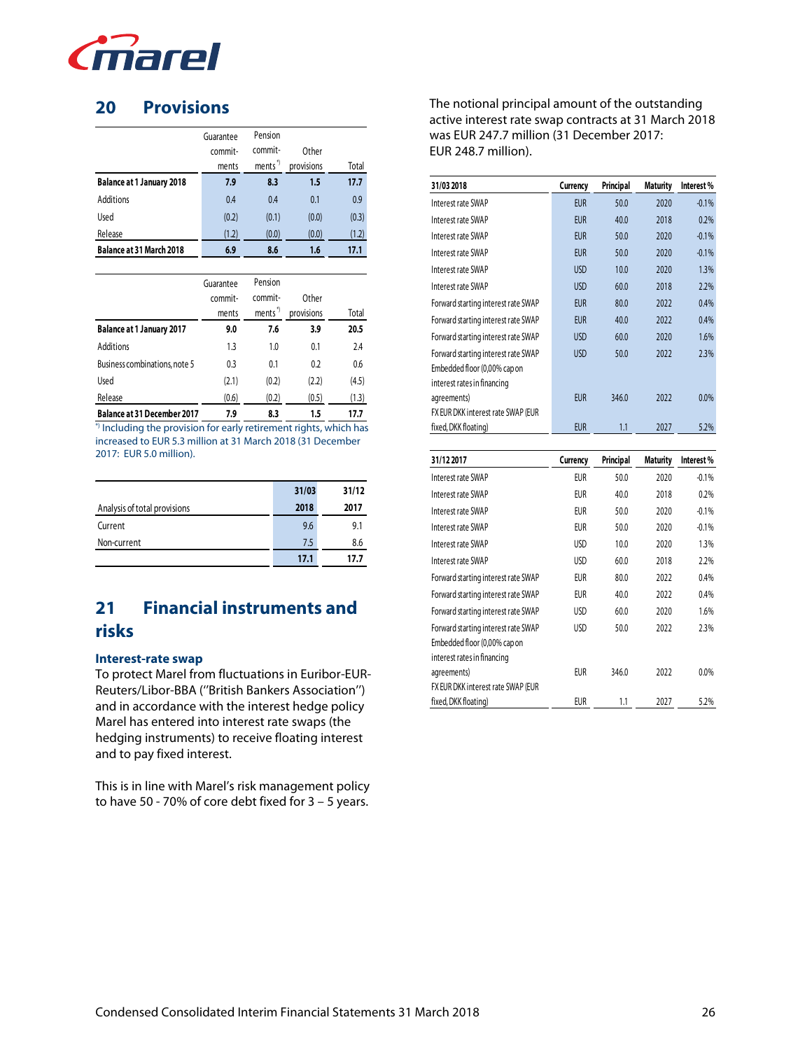## 20 Provisions

| | Guarantee commit-ments | Pension commit-ments *) | Other provisions | Total |
|---|---|---|---|---|
| **Balance at 1 January 2018** | **7.9** | **8.3** | **1.5** | **17.7** |
| Additions | 0.4 | 0.4 | 0.1 | 0.9 |
| Used | (0.2) | (0.1) | (0.0) | (0.3) |
| Release | (1.2) | (0.0) | (0.0) | (1.2) |
| **Balance at 31 March 2018** | **6.9** | **8.6** | **1.6** | **17.1** |

| | Guarantee commit-ments | Pension commit-ments *) | Other provisions | Total |
|---|---|---|---|---|
| **Balance at 1 January 2017** | **9.0** | **7.6** | **3.9** | **20.5** |
| Additions | 1.3 | 1.0 | 0.1 | 2.4 |
| Business combinations, note 5 | 0.3 | 0.1 | 0.2 | 0.6 |
| Used | (2.1) | (0.2) | (2.2) | (4.5) |
| Release | (0.6) | (0.2) | (0.5) | (1.3) |
| **Balance at 31 December 2017** | **7.9** | **8.3** | **1.5** | **17.7** |

*) Including the provision for early retirement rights, which has increased to EUR 5.3 million at 31 March 2018 (31 December 2017: EUR 5.0 million).

| Analysis of total provisions | 31/03 2018 | 31/12 2017 |
|---|---|---|
| Current | 9.6 | 9.1 |
| Non-current | 7.5 | 8.6 |
| | **17.1** | **17.7** |

## 21 Financial instruments and risks

### Interest-rate swap

To protect Marel from fluctuations in Euribor-EUR-Reuters/Libor-BBA ("British Bankers Association") and in accordance with the interest hedge policy Marel has entered into interest rate swaps (the hedging instruments) to receive floating interest and to pay fixed interest.

This is in line with Marel's risk management policy to have 50 - 70% of core debt fixed for 3 – 5 years.

The notional principal amount of the outstanding active interest rate swap contracts at 31 March 2018 was EUR 247.7 million (31 December 2017: EUR 248.7 million).

| 31/03 2018 | Currency | Principal | Maturity | Interest % |
|---|---|---|---|---|
| Interest rate SWAP | EUR | 50.0 | 2020 | -0.1% |
| Interest rate SWAP | EUR | 40.0 | 2018 | 0.2% |
| Interest rate SWAP | EUR | 50.0 | 2020 | -0.1% |
| Interest rate SWAP | EUR | 50.0 | 2020 | -0.1% |
| Interest rate SWAP | USD | 10.0 | 2020 | 1.3% |
| Interest rate SWAP | USD | 60.0 | 2018 | 2.2% |
| Forward starting interest rate SWAP | EUR | 80.0 | 2022 | 0.4% |
| Forward starting interest rate SWAP | EUR | 40.0 | 2022 | 0.4% |
| Forward starting interest rate SWAP | USD | 60.0 | 2020 | 1.6% |
| Forward starting interest rate SWAP | USD | 50.0 | 2022 | 2.3% |
| Embedded floor (0,00% cap on interest rates in financing agreements) | EUR | 346.0 | 2022 | 0.0% |
| FX EUR DKK interest rate SWAP (EUR fixed, DKK floating) | EUR | 1.1 | 2027 | 5.2% |

| 31/12 2017 | Currency | Principal | Maturity | Interest % |
|---|---|---|---|---|
| Interest rate SWAP | EUR | 50.0 | 2020 | -0.1% |
| Interest rate SWAP | EUR | 40.0 | 2018 | 0.2% |
| Interest rate SWAP | EUR | 50.0 | 2020 | -0.1% |
| Interest rate SWAP | EUR | 50.0 | 2020 | -0.1% |
| Interest rate SWAP | USD | 10.0 | 2020 | 1.3% |
| Interest rate SWAP | USD | 60.0 | 2018 | 2.2% |
| Forward starting interest rate SWAP | EUR | 80.0 | 2022 | 0.4% |
| Forward starting interest rate SWAP | EUR | 40.0 | 2022 | 0.4% |
| Forward starting interest rate SWAP | USD | 60.0 | 2020 | 1.6% |
| Forward starting interest rate SWAP | USD | 50.0 | 2022 | 2.3% |
| Embedded floor (0,00% cap on interest rates in financing agreements) | EUR | 346.0 | 2022 | 0.0% |
| FX EUR DKK interest rate SWAP (EUR fixed, DKK floating) | EUR | 1.1 | 2027 | 5.2% |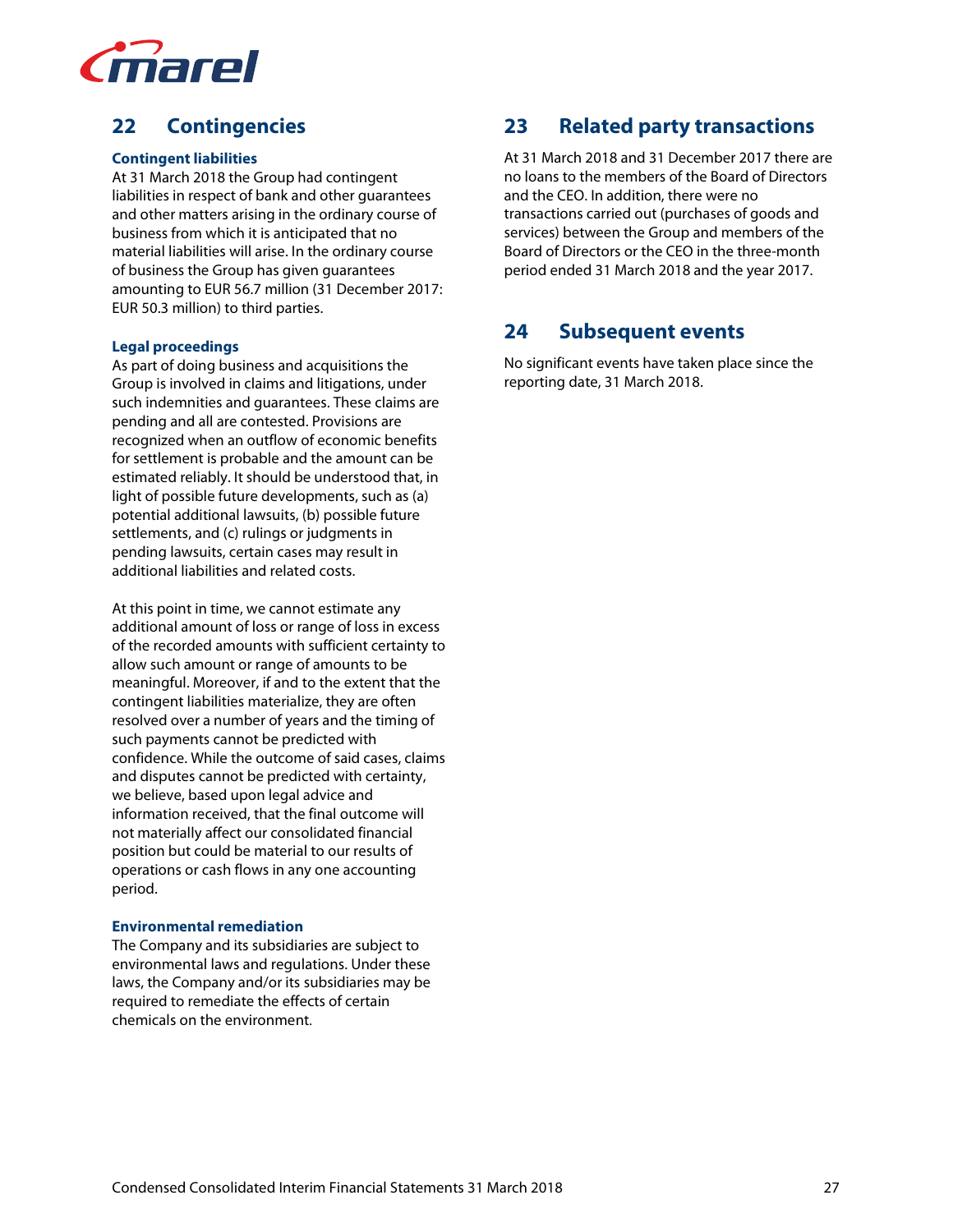## 22 Contingencies

### Contingent liabilities

At 31 March 2018 the Group had contingent liabilities in respect of bank and other guarantees and other matters arising in the ordinary course of business from which it is anticipated that no material liabilities will arise. In the ordinary course of business the Group has given guarantees amounting to EUR 56.7 million (31 December 2017: EUR 50.3 million) to third parties.

### Legal proceedings

As part of doing business and acquisitions the Group is involved in claims and litigations, under such indemnities and guarantees. These claims are pending and all are contested. Provisions are recognized when an outflow of economic benefits for settlement is probable and the amount can be estimated reliably. It should be understood that, in light of possible future developments, such as (a) potential additional lawsuits, (b) possible future settlements, and (c) rulings or judgments in pending lawsuits, certain cases may result in additional liabilities and related costs.

At this point in time, we cannot estimate any additional amount of loss or range of loss in excess of the recorded amounts with sufficient certainty to allow such amount or range of amounts to be meaningful. Moreover, if and to the extent that the contingent liabilities materialize, they are often resolved over a number of years and the timing of such payments cannot be predicted with confidence. While the outcome of said cases, claims and disputes cannot be predicted with certainty, we believe, based upon legal advice and information received, that the final outcome will not materially affect our consolidated financial position but could be material to our results of operations or cash flows in any one accounting period.

### Environmental remediation

The Company and its subsidiaries are subject to environmental laws and regulations. Under these laws, the Company and/or its subsidiaries may be required to remediate the effects of certain chemicals on the environment.

## 23 Related party transactions

At 31 March 2018 and 31 December 2017 there are no loans to the members of the Board of Directors and the CEO. In addition, there were no transactions carried out (purchases of goods and services) between the Group and members of the Board of Directors or the CEO in the three-month period ended 31 March 2018 and the year 2017.

## 24 Subsequent events

No significant events have taken place since the reporting date, 31 March 2018.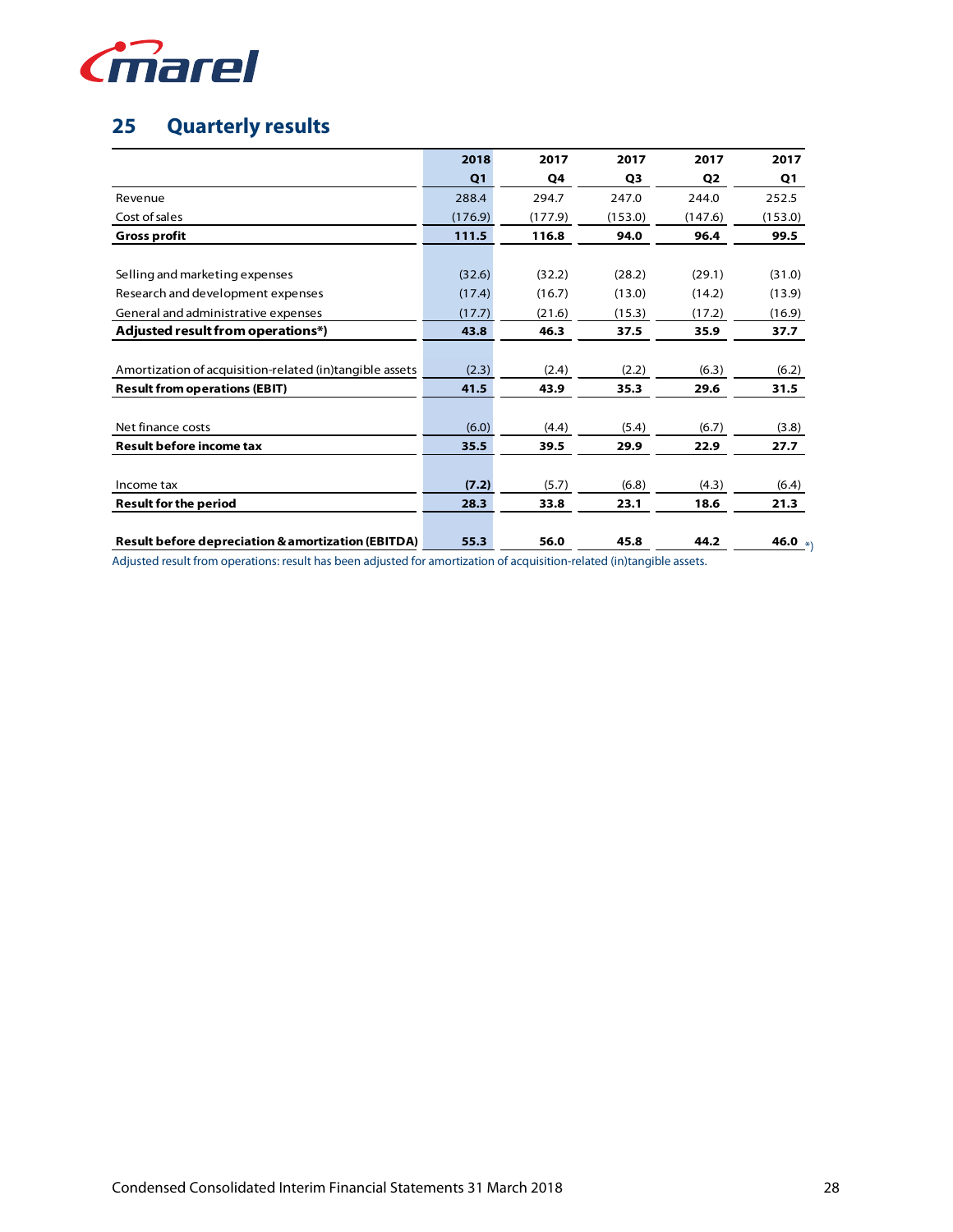## 25 Quarterly results

| | 2018 Q1 | 2017 Q4 | 2017 Q3 | 2017 Q2 | 2017 Q1 |
|---|---|---|---|---|---|
| Revenue | 288.4 | 294.7 | 247.0 | 244.0 | 252.5 |
| Cost of sales | (176.9) | (177.9) | (153.0) | (147.6) | (153.0) |
| **Gross profit** | **111.5** | **116.8** | **94.0** | **96.4** | **99.5** |
| | | | | | |
| Selling and marketing expenses | (32.6) | (32.2) | (28.2) | (29.1) | (31.0) |
| Research and development expenses | (17.4) | (16.7) | (13.0) | (14.2) | (13.9) |
| General and administrative expenses | (17.7) | (21.6) | (15.3) | (17.2) | (16.9) |
| **Adjusted result from operations*)** | **43.8** | **46.3** | **37.5** | **35.9** | **37.7** |
| | | | | | |
| Amortization of acquisition-related (in)tangible assets | (2.3) | (2.4) | (2.2) | (6.3) | (6.2) |
| **Result from operations (EBIT)** | **41.5** | **43.9** | **35.3** | **29.6** | **31.5** |
| | | | | | |
| Net finance costs | (6.0) | (4.4) | (5.4) | (6.7) | (3.8) |
| **Result before income tax** | **35.5** | **39.5** | **29.9** | **22.9** | **27.7** |
| | | | | | |
| Income tax | **(7.2)** | (5.7) | (6.8) | (4.3) | (6.4) |
| **Result for the period** | **28.3** | **33.8** | **23.1** | **18.6** | **21.3** |
| | | | | | |
| **Result before depreciation & amortization (EBITDA)** | **55.3** | **56.0** | **45.8** | **44.2** | **46.0** |

*) Adjusted result from operations: result has been adjusted for amortization of acquisition-related (in)tangible assets.